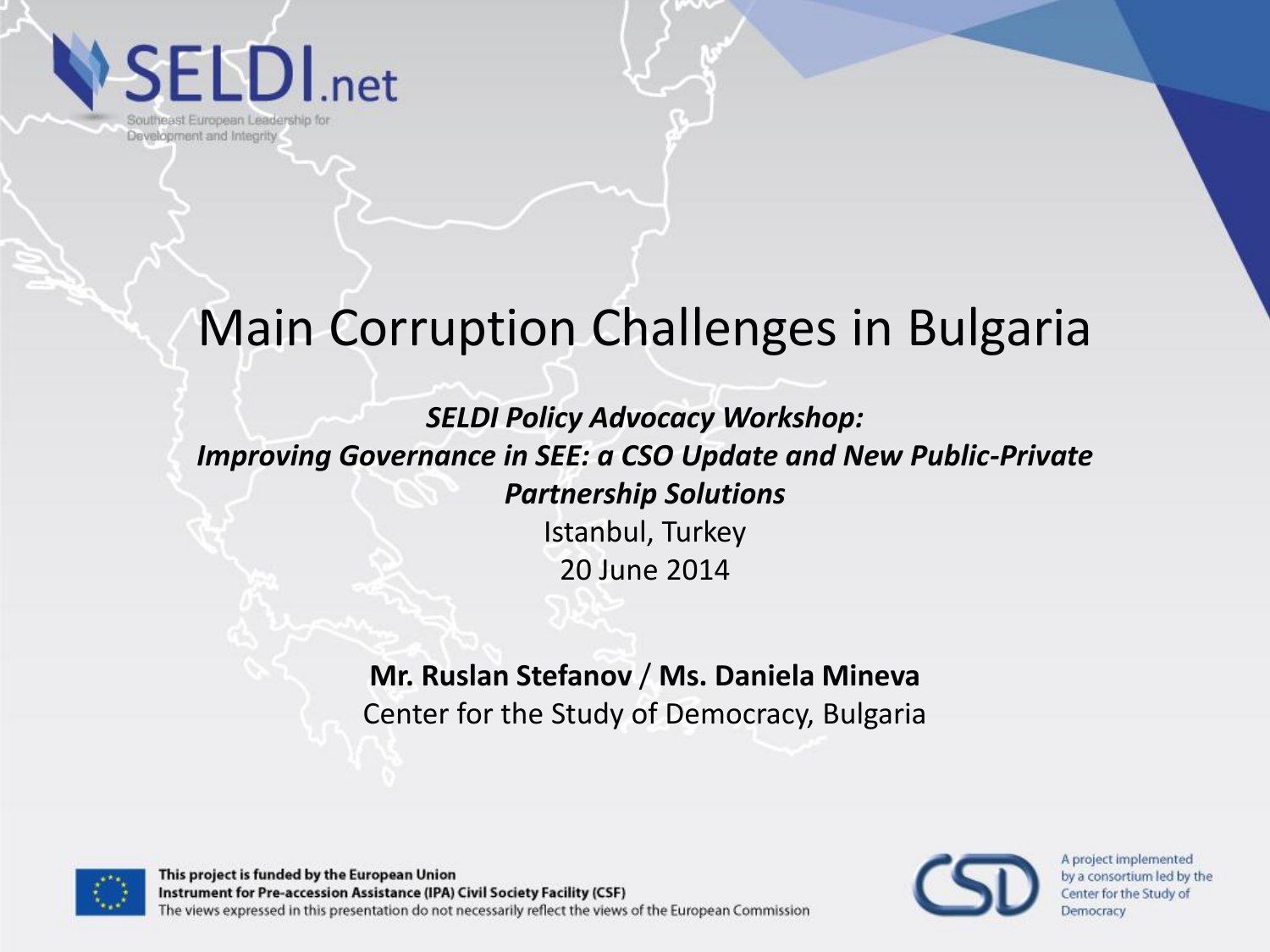SELDI.net

Southeast European Leadership for Development and Integrity

# Main Corruption Challenges in Bulgaria

***SELDI Policy Advocacy Workshop:***
***Improving Governance in SEE: a CSO Update and New Public-Private Partnership Solutions***

Istanbul, Turkey
20 June 2014

**Mr. Ruslan Stefanov** / **Ms. Daniela Mineva**
Center for the Study of Democracy, Bulgaria

**This project is funded by the European Union**
**Instrument for Pre-accession Assistance (IPA) Civil Society Facility (CSF)**
The views expressed in this presentation do not necessarily reflect the views of the European Commission

A project implemented by a consortium led by the Center for the Study of Democracy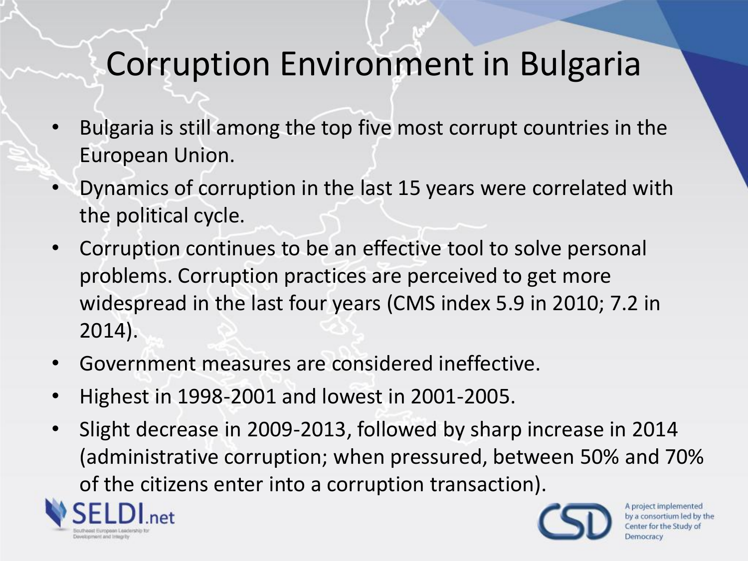# Corruption Environment in Bulgaria

- Bulgaria is still among the top five most corrupt countries in the European Union.
- Dynamics of corruption in the last 15 years were correlated with the political cycle.
- Corruption continues to be an effective tool to solve personal problems. Corruption practices are perceived to get more widespread in the last four years (CMS index 5.9 in 2010; 7.2 in 2014).
- Government measures are considered ineffective.
- Highest in 1998-2001 and lowest in 2001-2005.
- Slight decrease in 2009-2013, followed by sharp increase in 2014 (administrative corruption; when pressured, between 50% and 70% of the citizens enter into a corruption transaction).

SELDI.net
Southeast European Leadership for Development and Integrity

A project implemented by a consortium led by the Center for the Study of Democracy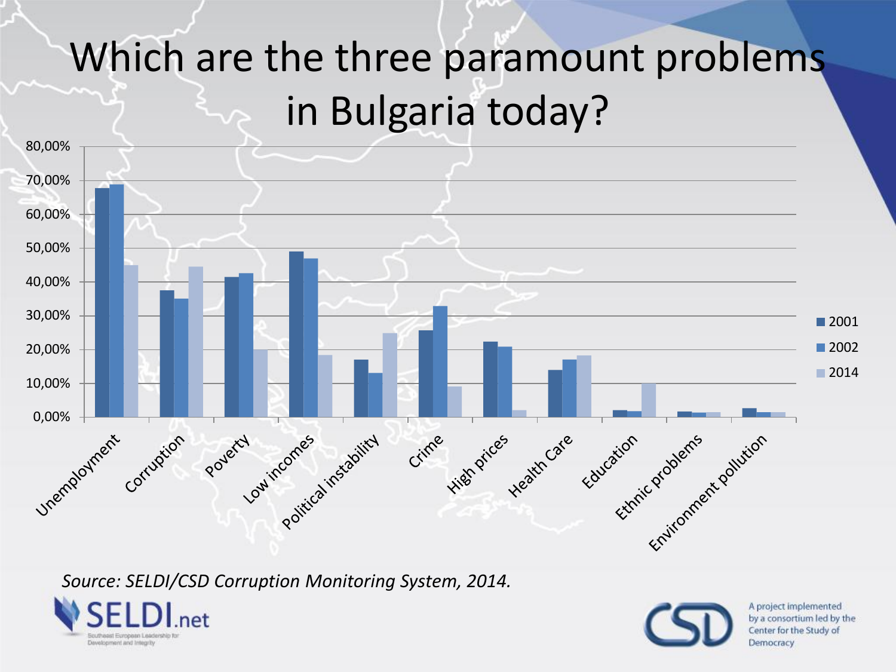# Which are the three paramount problems in Bulgaria today?

| | 2001 | 2002 | 2014 |
|---|---|---|---|
| Unemployment | | | |
| Corruption | | | |
| Poverty | | | |
| Low incomes | | | |
| Political instability | | | |
| Crime | | | |
| High prices | | | |
| Health Care | | | |
| Education | | | |
| Ethnic problems | | | |
| Environment pollution | | | |

*Source: SELDI/CSD Corruption Monitoring System, 2014.*

SELDI.net
Southeast European Leadership for Development and Integrity

CSD
A project implemented by a consortium led by the Center for the Study of Democracy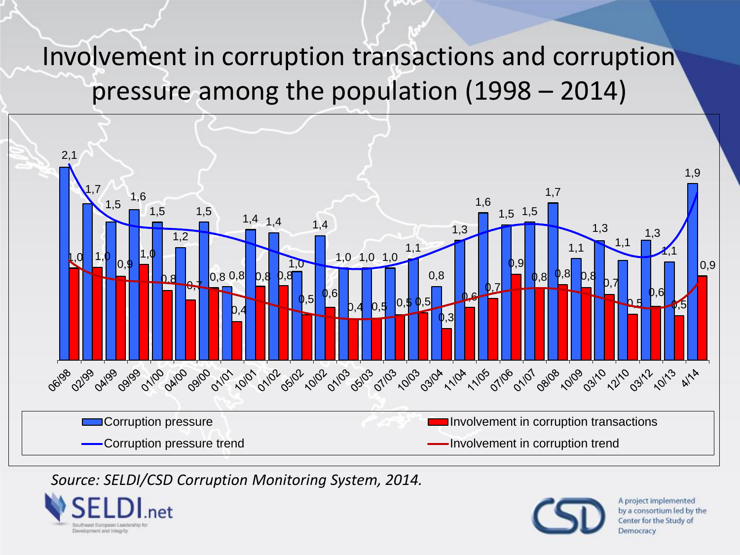# Involvement in corruption transactions and corruption pressure among the population (1998 – 2014)

| Date | Corruption pressure | Involvement in corruption transactions |
| --- | --- | --- |
| 06/98 | 2,1 | 1,0 |
| 02/99 | 1,7 | 1,0 |
| 04/99 | 1,5 | 0,9 |
| 09/99 | 1,6 | 1,0 |
| 01/00 | 1,5 | 0,8 |
| 04/00 | 1,2 | 0,7 |
| 09/00 | 1,5 | 0,8 |
| 01/01 | 0,8 | 0,4 |
| 10/01 | 1,4 | 0,8 |
| 01/02 | 1,4 | 0,8 |
| 05/02 | 1,0 | 0,5 |
| 10/02 | 1,4 | 0,6 |
| 01/03 | 1,0 | 0,4 |
| 05/03 | 1,0 | 0,5 |
| 07/03 | 1,0 | 0,5 |
| 10/03 | 1,1 | 0,5 |
| 03/04 | 0,8 | 0,3 |
| 11/04 | 1,3 | 0,6 |
| 11/05 | 1,6 | 0,7 |
| 07/06 | 1,5 | 0,9 |
| 01/07 | 1,5 | 0,8 |
| 08/08 | 1,7 | 0,8 |
| 10/09 | 1,1 | 0,8 |
| 03/10 | 1,3 | 0,7 |
| 12/10 | 1,1 | 0,5 |
| 03/12 | 1,3 | 0,6 |
| 10/13 | 1,1 | 0,5 |
| 4/14 | 1,9 | 0,9 |

Legend: Corruption pressure; Involvement in corruption transactions; Corruption pressure trend; Involvement in corruption trend

*Source: SELDI/CSD Corruption Monitoring System, 2014.*

SELDI.net — Southeast European Leadership for Development and Integrity

A project implemented by a consortium led by the Center for the Study of Democracy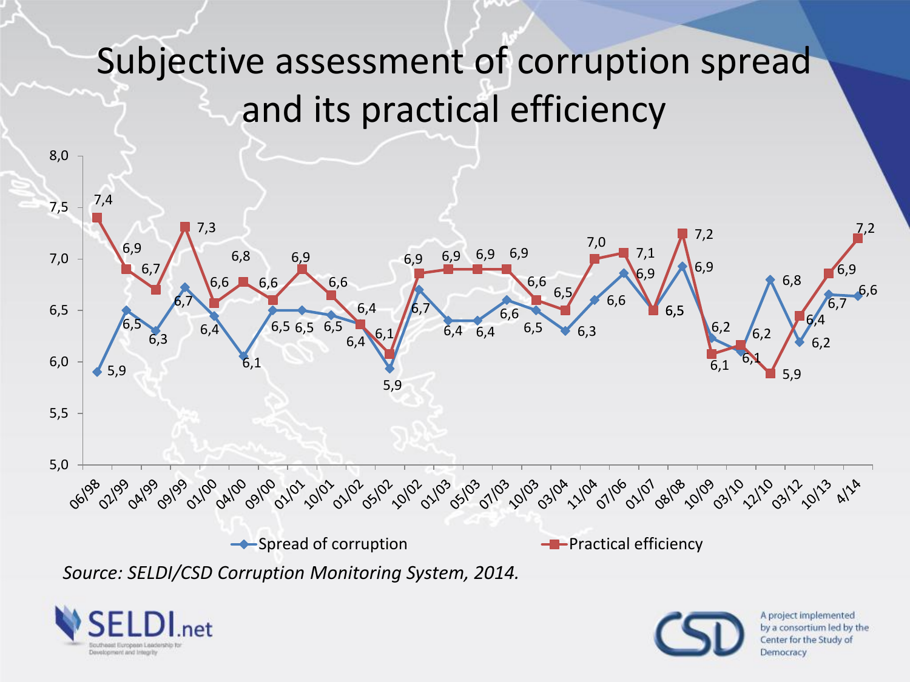# Subjective assessment of corruption spread and its practical efficiency

| Period | Spread of corruption | Practical efficiency |
|---|---|---|
| 06/98 | 5,9 | 7,4 |
| 02/99 | 6,5 | 6,9 |
| 04/99 | 6,3 | 6,7 |
| 09/99 | 6,7 | 7,3 |
| 01/00 | 6,4 | 6,6 |
| 04/00 | 6,1 | 6,8 |
| 09/00 | 6,5 | 6,6 |
| 01/01 | 6,5 | 6,9 |
| 10/01 | 6,5 | 6,6 |
| 01/02 | 6,4 | 6,4 |
| 05/02 | 5,9 | 6,1 |
| 10/02 | 6,7 | 6,9 |
| 01/03 | 6,4 | 6,9 |
| 05/03 | 6,4 | 6,9 |
| 07/03 | 6,6 | 6,9 |
| 10/03 | 6,5 | 6,6 |
| 03/04 | 6,3 | 6,5 |
| 11/04 | 6,6 | 7,0 |
| 07/06 | 6,9 | 7,1 |
| 01/07 | 6,5 | 6,5 |
| 08/08 | 6,9 | 7,2 |
| 10/09 | 6,2 | 6,1 |
| 03/10 | 6,1 | 6,2 |
| 12/10 | 6,8 | 5,9 |
| 03/12 | 6,2 | 6,4 |
| 10/13 | 6,7 | 6,9 |
| 4/14 | 6,6 | 7,2 |

*Source: SELDI/CSD Corruption Monitoring System, 2014.*

SELDI.net – Southeast European Leadership for Development and Integrity

A project implemented by a consortium led by the Center for the Study of Democracy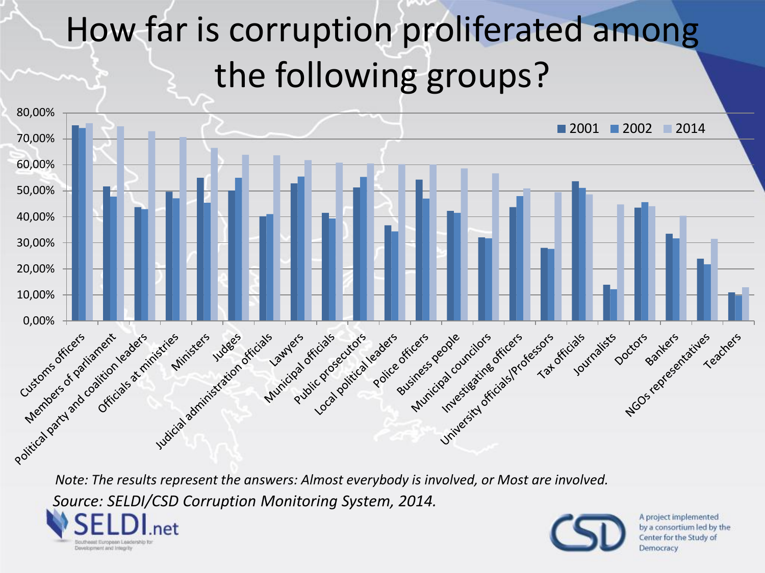# How far is corruption proliferated among the following groups?

| Group | 2001 | 2002 | 2014 |
|---|---|---|---|
| Customs officers | 75% | 74% | 76% |
| Members of parliament | 52% | 48% | 75% |
| Political party and coalition leaders | 44% | 43% | 73% |
| Officials at ministries | 50% | 47% | 71% |
| Ministers | 55% | 45% | 67% |
| Judges | 50% | 55% | 64% |
| Judicial administration officials | 40% | 41% | 64% |
| Lawyers | 53% | 55% | 62% |
| Municipal officials | 41% | 39% | 61% |
| Public prosecutors | 51% | 55% | 60% |
| Local political leaders | 37% | 34% | 60% |
| Police officers | 54% | 47% | 60% |
| Business people | 42% | 41% | 59% |
| Municipal councilors | 32% | 32% | 57% |
| Investigating officers | 44% | 48% | 51% |
| University officials/Professors | 28% | 28% | 49% |
| Tax officials | 54% | 51% | 49% |
| Journalists | 14% | 12% | 45% |
| Doctors | 43% | 46% | 44% |
| Bankers | 33% | 32% | 40% |
| NGOs representatives | 24% | 22% | 31% |
| Teachers | 11% | 10% | 13% |

*Note: The results represent the answers: Almost everybody is involved, or Most are involved.*

*Source: SELDI/CSD Corruption Monitoring System, 2014.*

SELDI.net – Southeast European Leadership for Development and Integrity

A project implemented by a consortium led by the Center for the Study of Democracy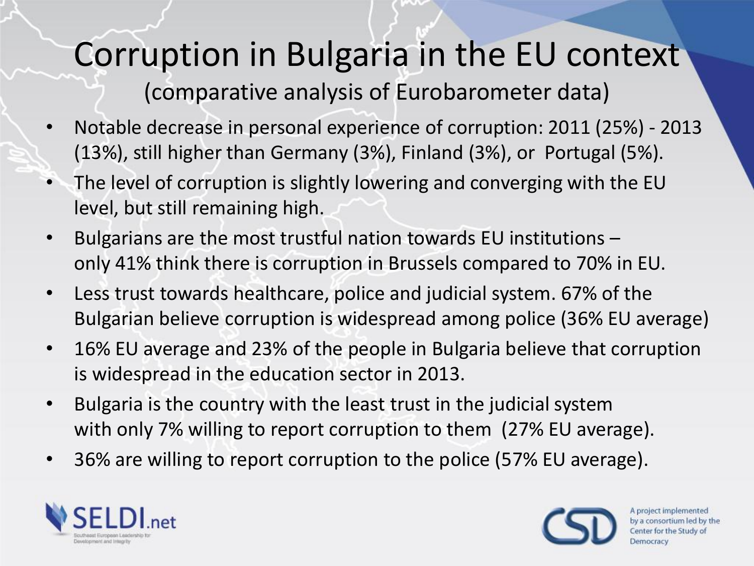# Corruption in Bulgaria in the EU context

(comparative analysis of Eurobarometer data)

- Notable decrease in personal experience of corruption: 2011 (25%) - 2013 (13%), still higher than Germany (3%), Finland (3%), or Portugal (5%).
- The level of corruption is slightly lowering and converging with the EU level, but still remaining high.
- Bulgarians are the most trustful nation towards EU institutions – only 41% think there is corruption in Brussels compared to 70% in EU.
- Less trust towards healthcare, police and judicial system. 67% of the Bulgarian believe corruption is widespread among police (36% EU average)
- 16% EU average and 23% of the people in Bulgaria believe that corruption is widespread in the education sector in 2013.
- Bulgaria is the country with the least trust in the judicial system with only 7% willing to report corruption to them (27% EU average).
- 36% are willing to report corruption to the police (57% EU average).

SELDI.net
Southeast European Leadership for Development and Integrity

CSD
A project implemented by a consortium led by the Center for the Study of Democracy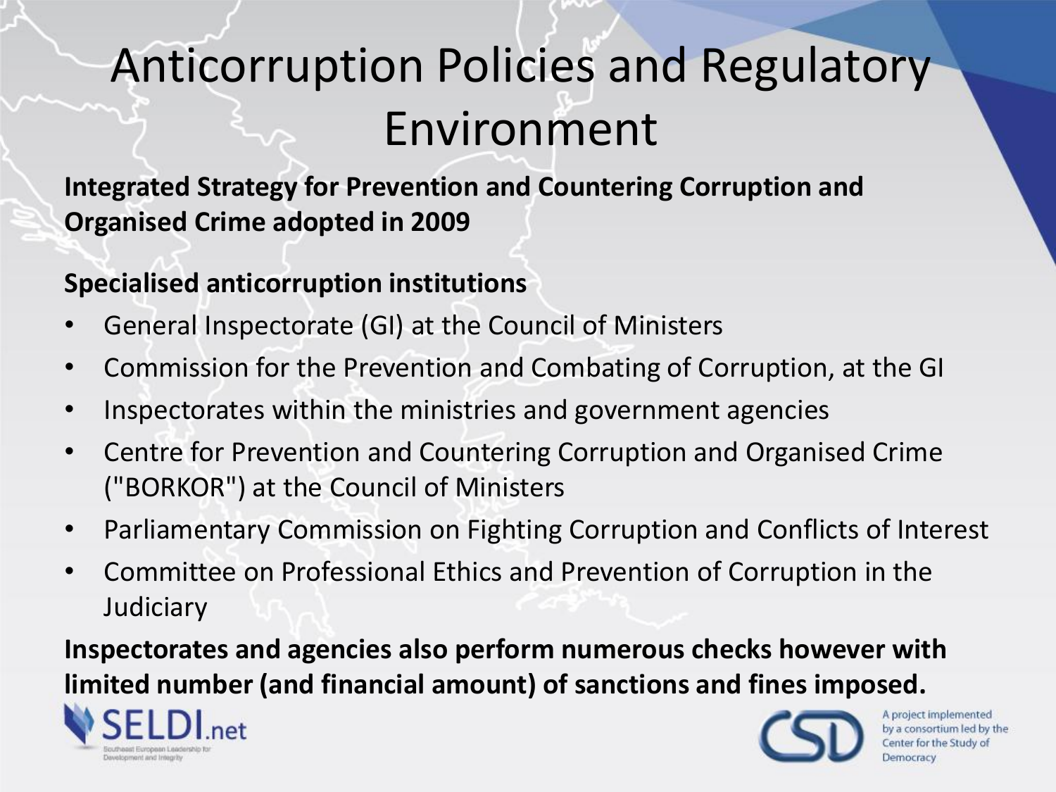# Anticorruption Policies and Regulatory Environment

**Integrated Strategy for Prevention and Countering Corruption and Organised Crime adopted in 2009**

**Specialised anticorruption institutions**

- General Inspectorate (GI) at the Council of Ministers
- Commission for the Prevention and Combating of Corruption, at the GI
- Inspectorates within the ministries and government agencies
- Centre for Prevention and Countering Corruption and Organised Crime ("BORKOR") at the Council of Ministers
- Parliamentary Commission on Fighting Corruption and Conflicts of Interest
- Committee on Professional Ethics and Prevention of Corruption in the Judiciary

**Inspectorates and agencies also perform numerous checks however with limited number (and financial amount) of sanctions and fines imposed.**

SELDI.net

Southeast European Leadership for Development and Integrity

A project implemented by a consortium led by the Center for the Study of Democracy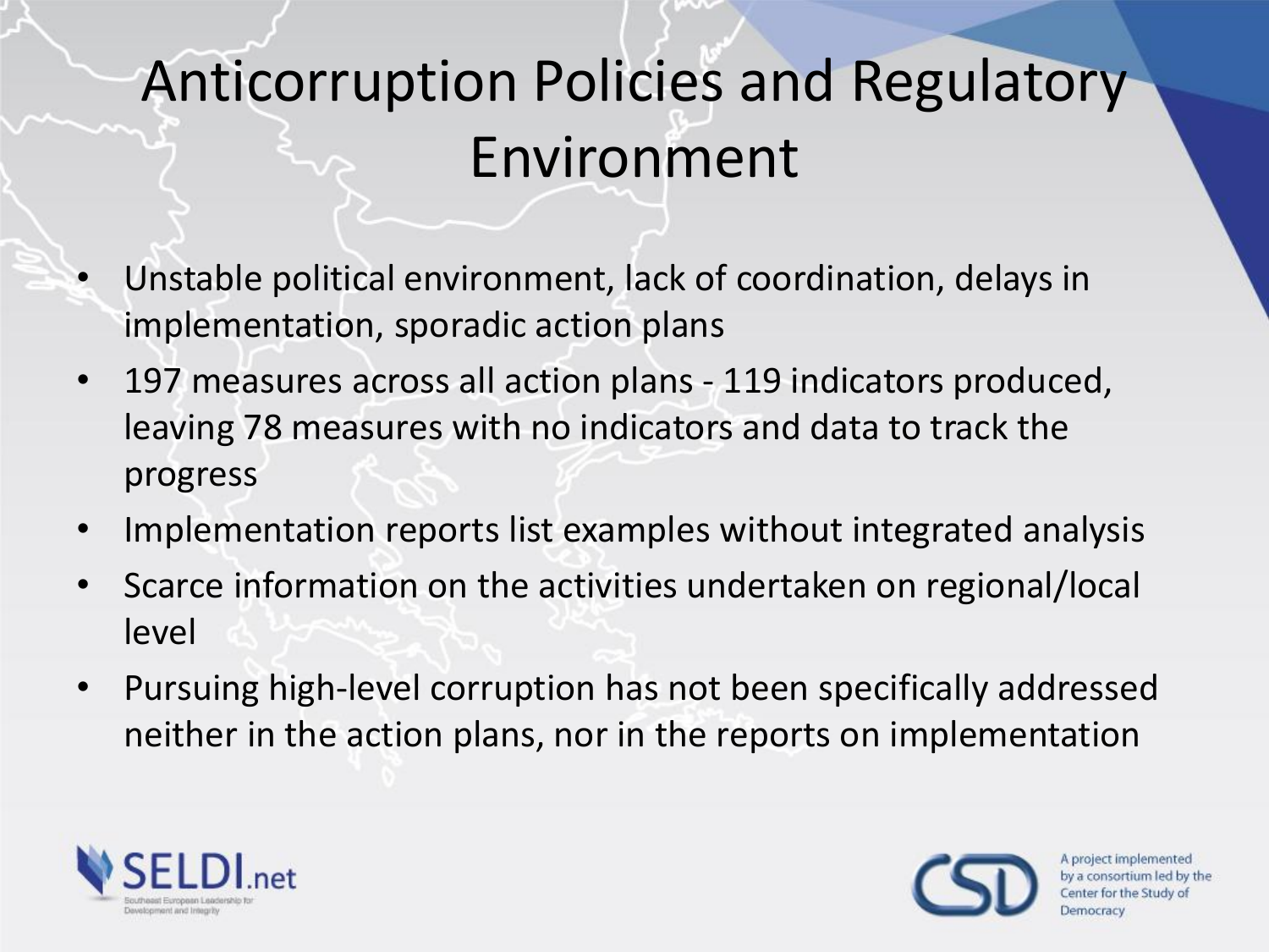# Anticorruption Policies and Regulatory Environment

- Unstable political environment, lack of coordination, delays in implementation, sporadic action plans
- 197 measures across all action plans - 119 indicators produced, leaving 78 measures with no indicators and data to track the progress
- Implementation reports list examples without integrated analysis
- Scarce information on the activities undertaken on regional/local level
- Pursuing high-level corruption has not been specifically addressed neither in the action plans, nor in the reports on implementation

SELDI.net
Southeast European Leadership for Development and Integrity

A project implemented by a consortium led by the Center for the Study of Democracy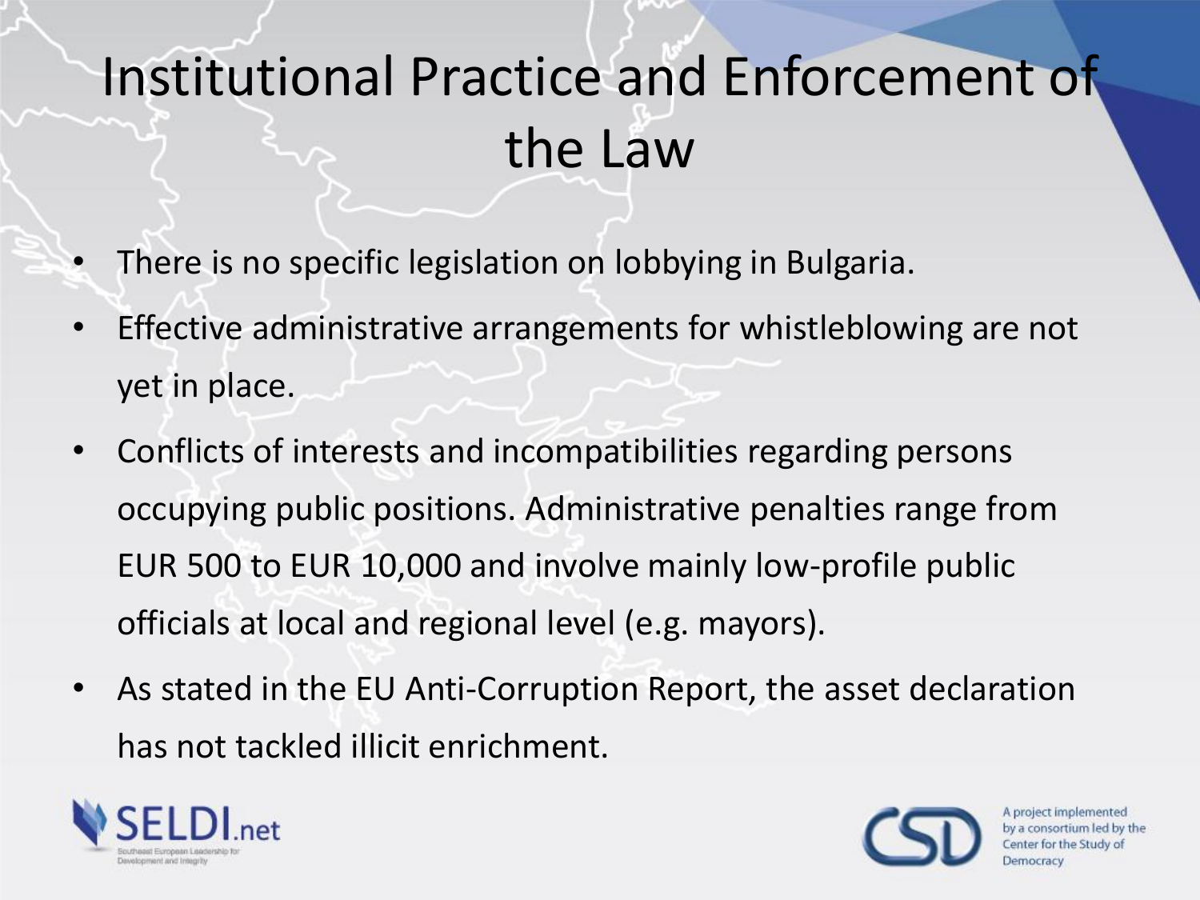# Institutional Practice and Enforcement of the Law

- There is no specific legislation on lobbying in Bulgaria.
- Effective administrative arrangements for whistleblowing are not yet in place.
- Conflicts of interests and incompatibilities regarding persons occupying public positions. Administrative penalties range from EUR 500 to EUR 10,000 and involve mainly low-profile public officials at local and regional level (e.g. mayors).
- As stated in the EU Anti-Corruption Report, the asset declaration has not tackled illicit enrichment.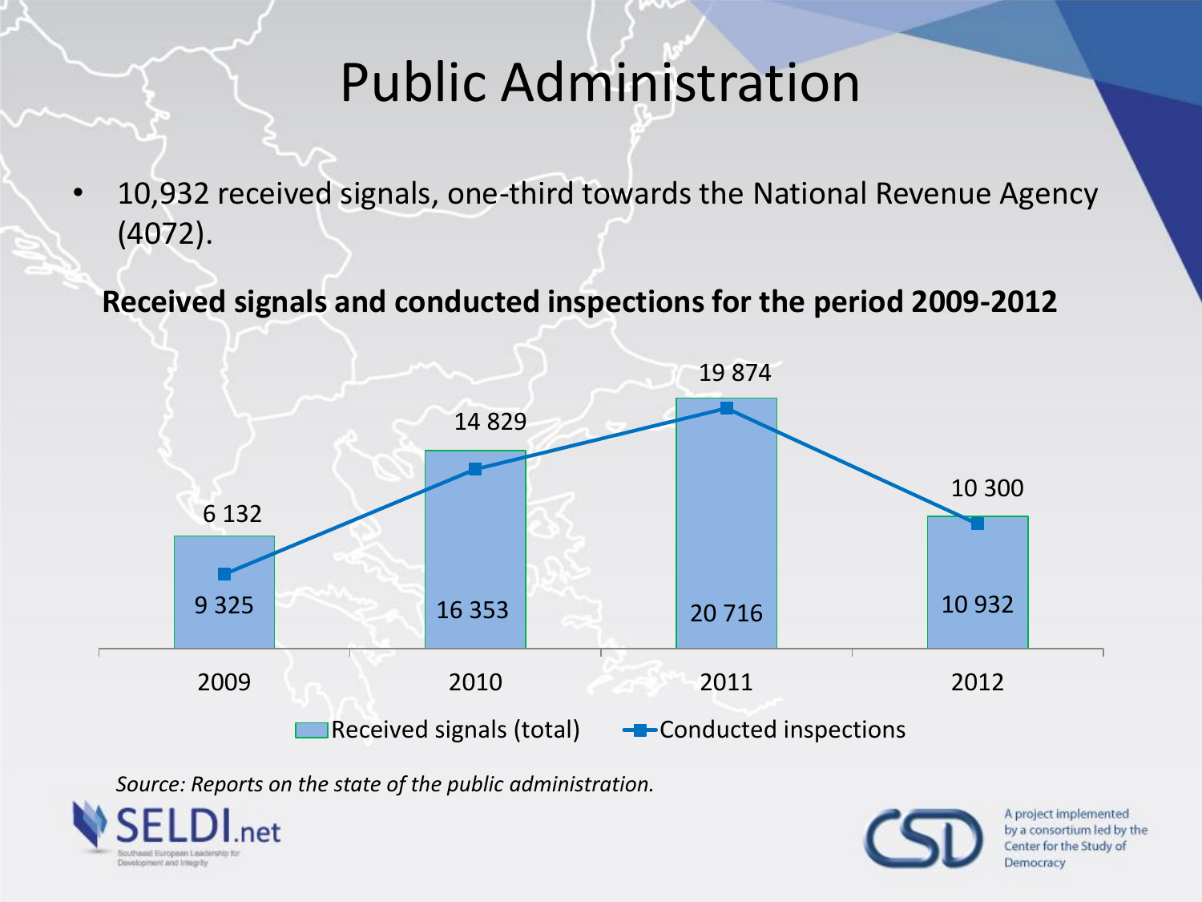# Public Administration

- 10,932 received signals, one-third towards the National Revenue Agency (4072).

**Received signals and conducted inspections for the period 2009-2012**

| Year | Received signals (total) | Conducted inspections |
|---|---|---|
| 2009 | 9 325 | 6 132 |
| 2010 | 16 353 | 14 829 |
| 2011 | 20 716 | 19 874 |
| 2012 | 10 932 | 10 300 |

*Source: Reports on the state of the public administration.*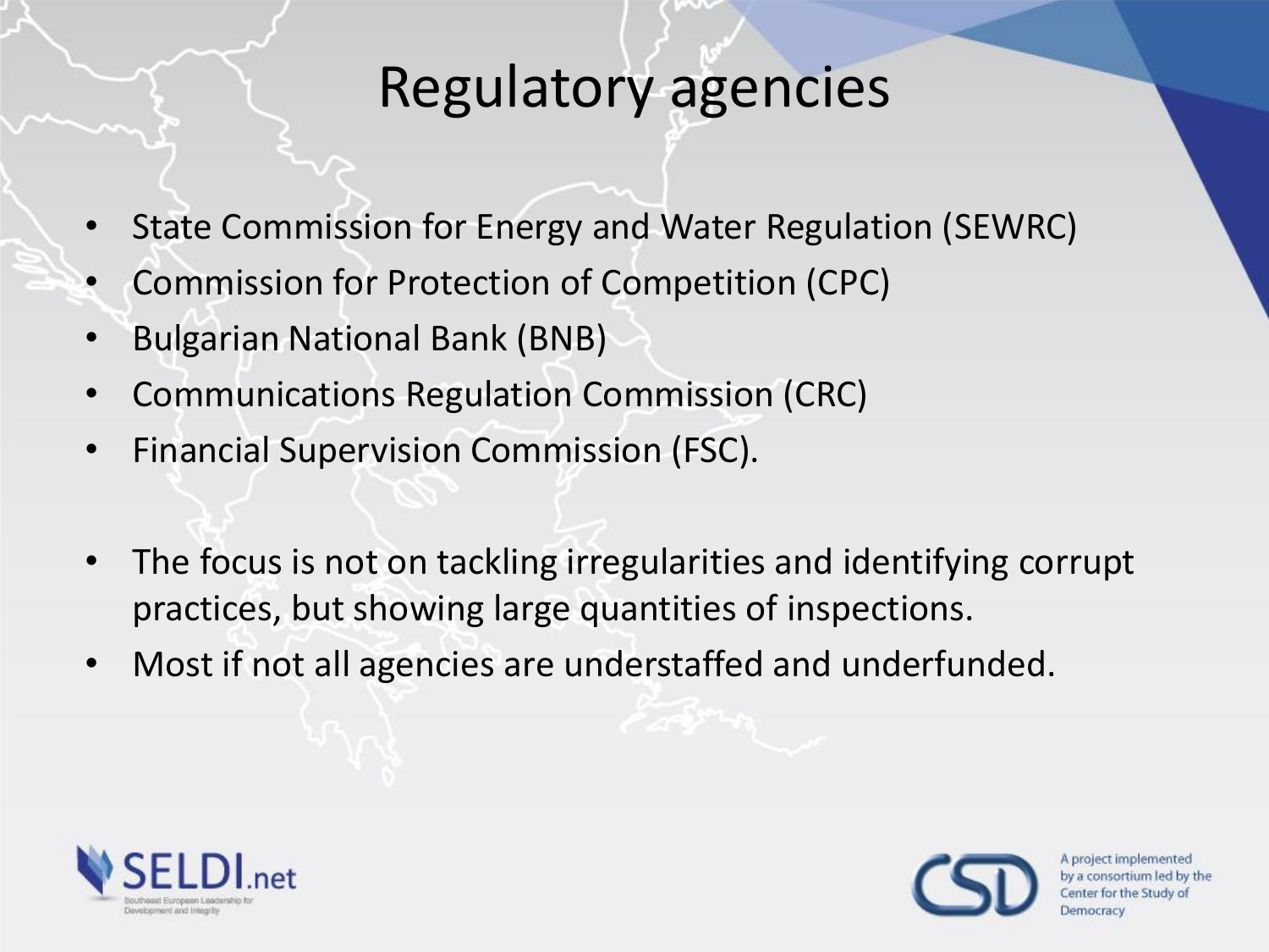# Regulatory agencies

- State Commission for Energy and Water Regulation (SEWRC)
- Commission for Protection of Competition (CPC)
- Bulgarian National Bank (BNB)
- Communications Regulation Commission (CRC)
- Financial Supervision Commission (FSC).

- The focus is not on tackling irregularities and identifying corrupt practices, but showing large quantities of inspections.
- Most if not all agencies are understaffed and underfunded.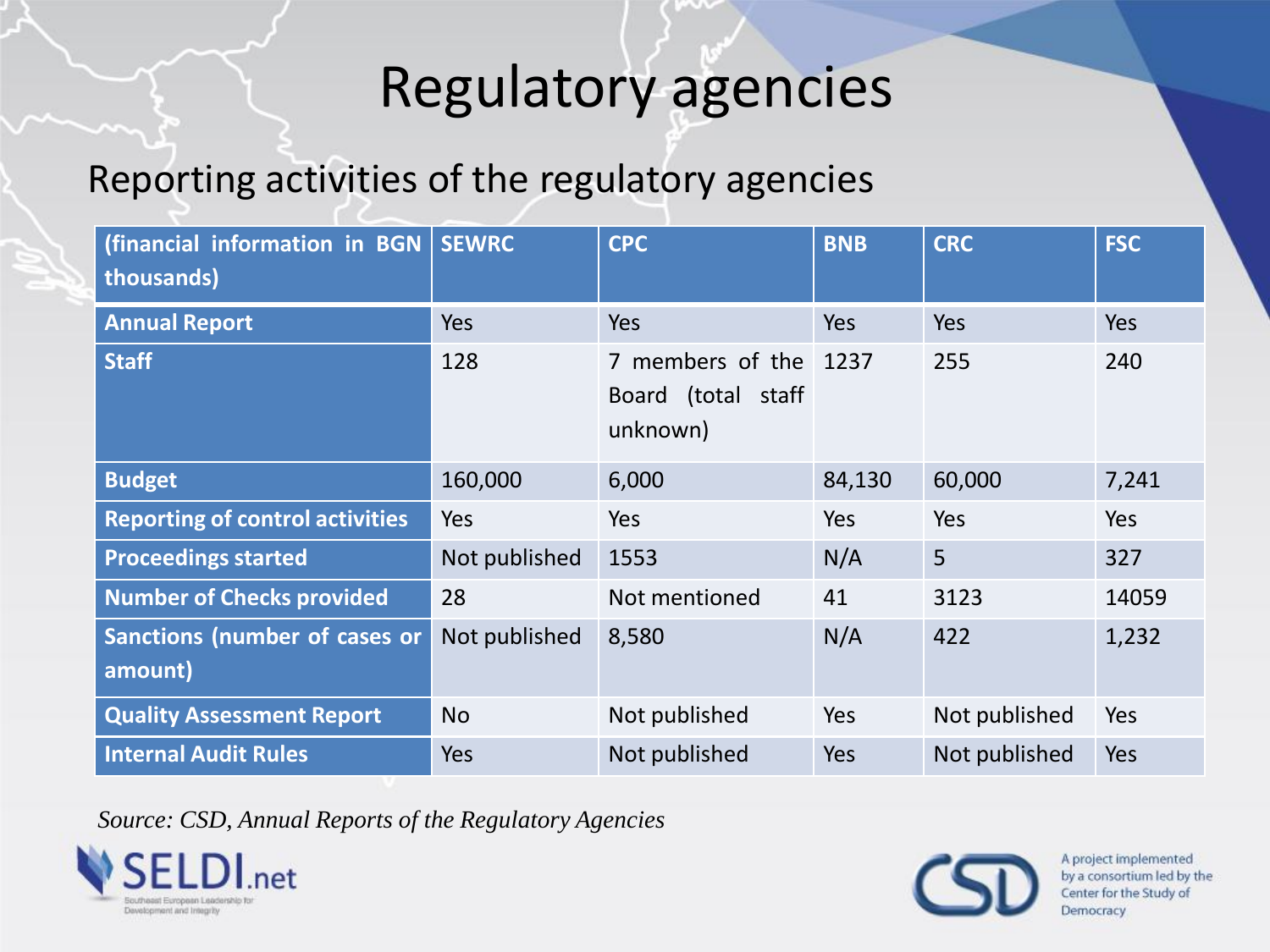# Regulatory agencies

## Reporting activities of the regulatory agencies

| (financial information in BGN thousands) | SEWRC | CPC | BNB | CRC | FSC |
|---|---|---|---|---|---|
| **Annual Report** | Yes | Yes | Yes | Yes | Yes |
| **Staff** | 128 | 7 members of the Board (total staff unknown) | 1237 | 255 | 240 |
| **Budget** | 160,000 | 6,000 | 84,130 | 60,000 | 7,241 |
| **Reporting of control activities** | Yes | Yes | Yes | Yes | Yes |
| **Proceedings started** | Not published | 1553 | N/A | 5 | 327 |
| **Number of Checks provided** | 28 | Not mentioned | 41 | 3123 | 14059 |
| **Sanctions (number of cases or amount)** | Not published | 8,580 | N/A | 422 | 1,232 |
| **Quality Assessment Report** | No | Not published | Yes | Not published | Yes |
| **Internal Audit Rules** | Yes | Not published | Yes | Not published | Yes |

*Source: CSD, Annual Reports of the Regulatory Agencies*

SELDI.net — Southeast European Leadership for Development and Integrity

A project implemented by a consortium led by the Center for the Study of Democracy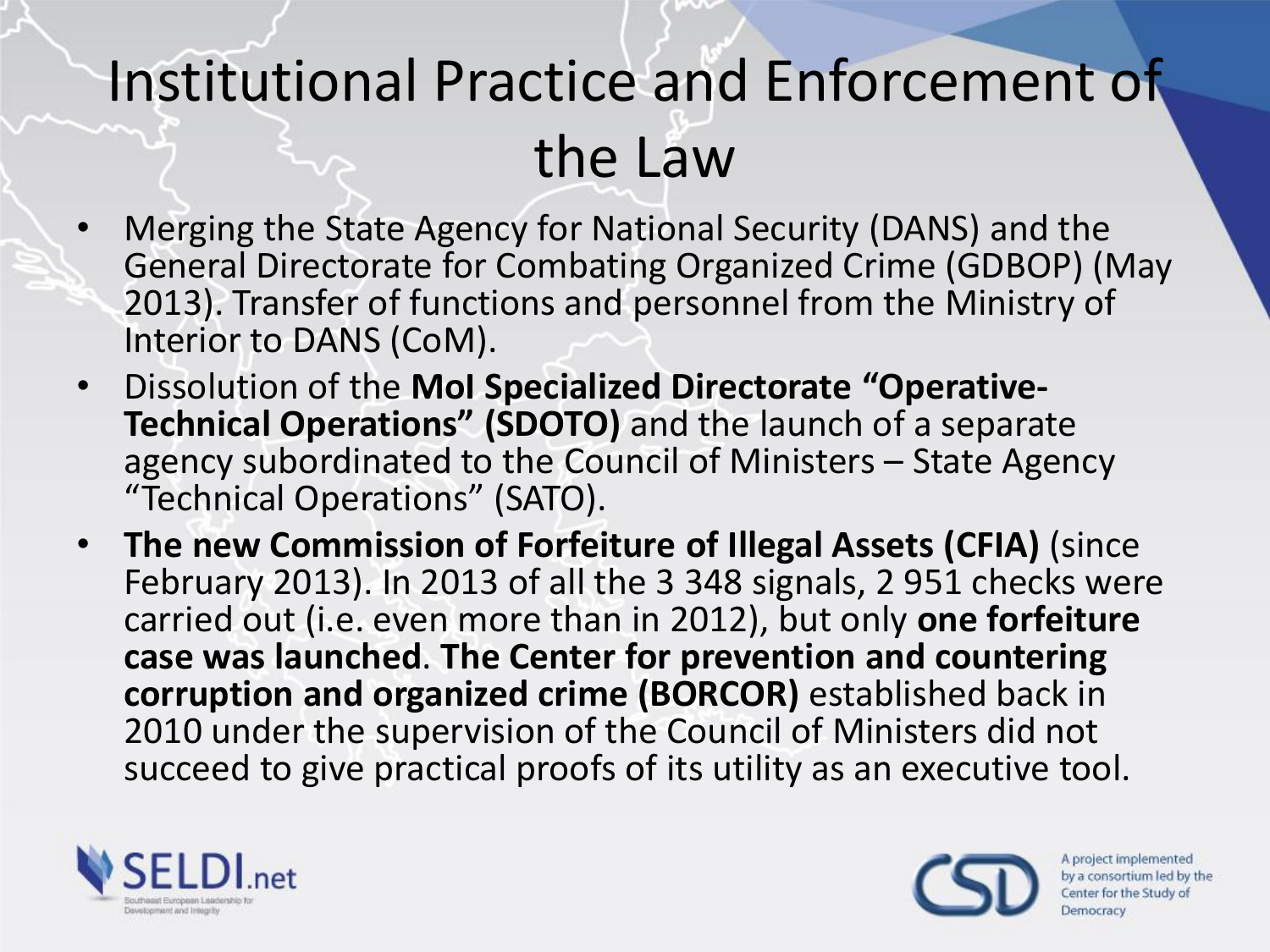# Institutional Practice and Enforcement of the Law

- Merging the State Agency for National Security (DANS) and the General Directorate for Combating Organized Crime (GDBOP) (May 2013). Transfer of functions and personnel from the Ministry of Interior to DANS (CoM).
- Dissolution of the **MoI Specialized Directorate "Operative-Technical Operations" (SDOTO)** and the launch of a separate agency subordinated to the Council of Ministers – State Agency "Technical Operations" (SATO).
- **The new Commission of Forfeiture of Illegal Assets (CFIA)** (since February 2013). In 2013 of all the 3 348 signals, 2 951 checks were carried out (i.e. even more than in 2012), but only **one forfeiture case was launched**. **The Center for prevention and countering corruption and organized crime (BORCOR)** established back in 2010 under the supervision of the Council of Ministers did not succeed to give practical proofs of its utility as an executive tool.

SELDI.net
Southeast European Leadership for Development and Integrity

A project implemented by a consortium led by the Center for the Study of Democracy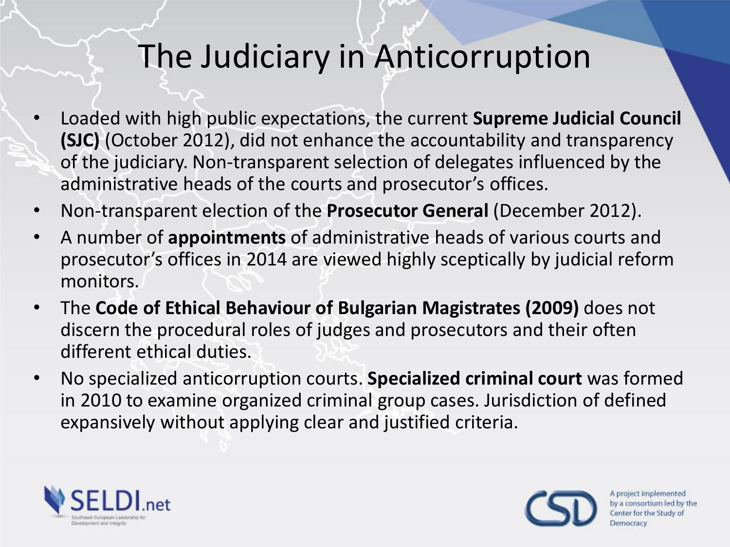# The Judiciary in Anticorruption

- Loaded with high public expectations, the current **Supreme Judicial Council (SJC)** (October 2012), did not enhance the accountability and transparency of the judiciary. Non-transparent selection of delegates influenced by the administrative heads of the courts and prosecutor's offices.
- Non-transparent election of the **Prosecutor General** (December 2012).
- A number of **appointments** of administrative heads of various courts and prosecutor's offices in 2014 are viewed highly sceptically by judicial reform monitors.
- The **Code of Ethical Behaviour of Bulgarian Magistrates (2009)** does not discern the procedural roles of judges and prosecutors and their often different ethical duties.
- No specialized anticorruption courts. **Specialized criminal court** was formed in 2010 to examine organized criminal group cases. Jurisdiction of defined expansively without applying clear and justified criteria.

SELDI.net
Southeast European Leadership for Development and Integrity

CSD
A project implemented by a consortium led by the Center for the Study of Democracy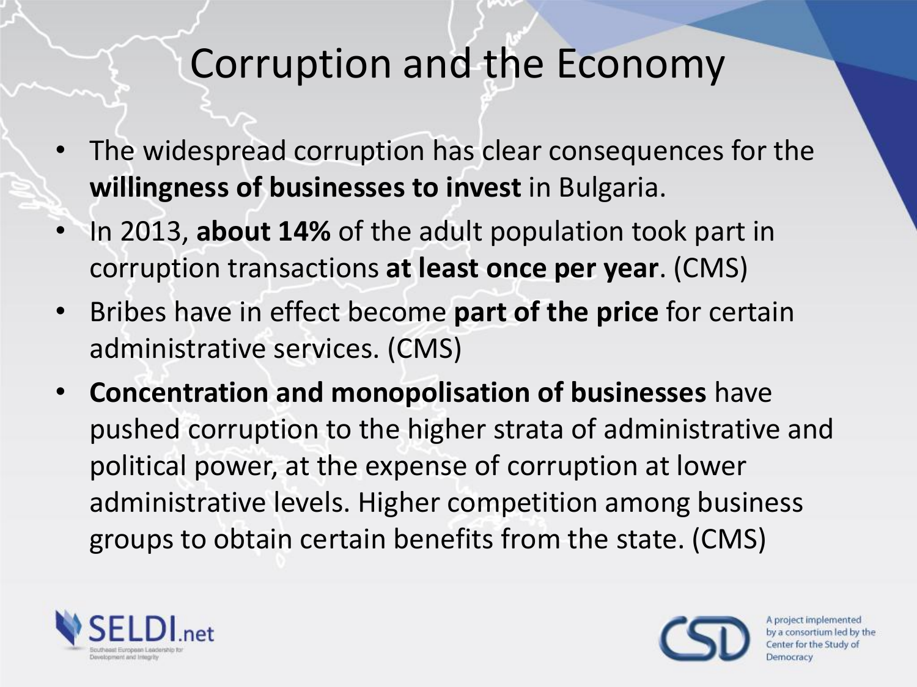# Corruption and the Economy

- The widespread corruption has clear consequences for the **willingness of businesses to invest** in Bulgaria.
- In 2013, **about 14%** of the adult population took part in corruption transactions **at least once per year**. (CMS)
- Bribes have in effect become **part of the price** for certain administrative services. (CMS)
- **Concentration and monopolisation of businesses** have pushed corruption to the higher strata of administrative and political power, at the expense of corruption at lower administrative levels. Higher competition among business groups to obtain certain benefits from the state. (CMS)

SELDI.net
Southeast European Leadership for Development and Integrity

CSD
A project implemented by a consortium led by the Center for the Study of Democracy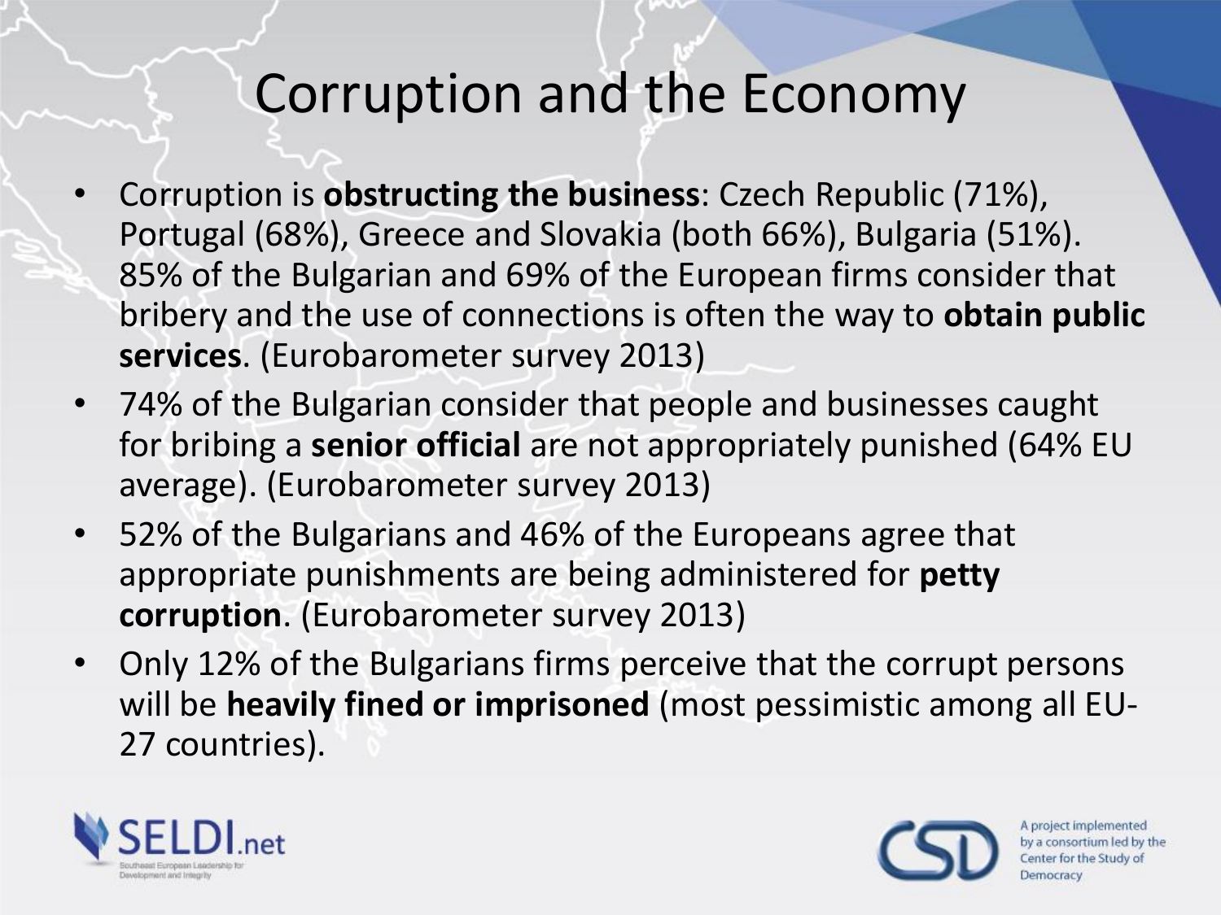# Corruption and the Economy

- Corruption is **obstructing the business**: Czech Republic (71%), Portugal (68%), Greece and Slovakia (both 66%), Bulgaria (51%). 85% of the Bulgarian and 69% of the European firms consider that bribery and the use of connections is often the way to **obtain public services**. (Eurobarometer survey 2013)
- 74% of the Bulgarian consider that people and businesses caught for bribing a **senior official** are not appropriately punished (64% EU average). (Eurobarometer survey 2013)
- 52% of the Bulgarians and 46% of the Europeans agree that appropriate punishments are being administered for **petty corruption**. (Eurobarometer survey 2013)
- Only 12% of the Bulgarians firms perceive that the corrupt persons will be **heavily fined or imprisoned** (most pessimistic among all EU-27 countries).

SELDI.net
Southeast European Leadership for Development and Integrity

CSD
A project implemented by a consortium led by the Center for the Study of Democracy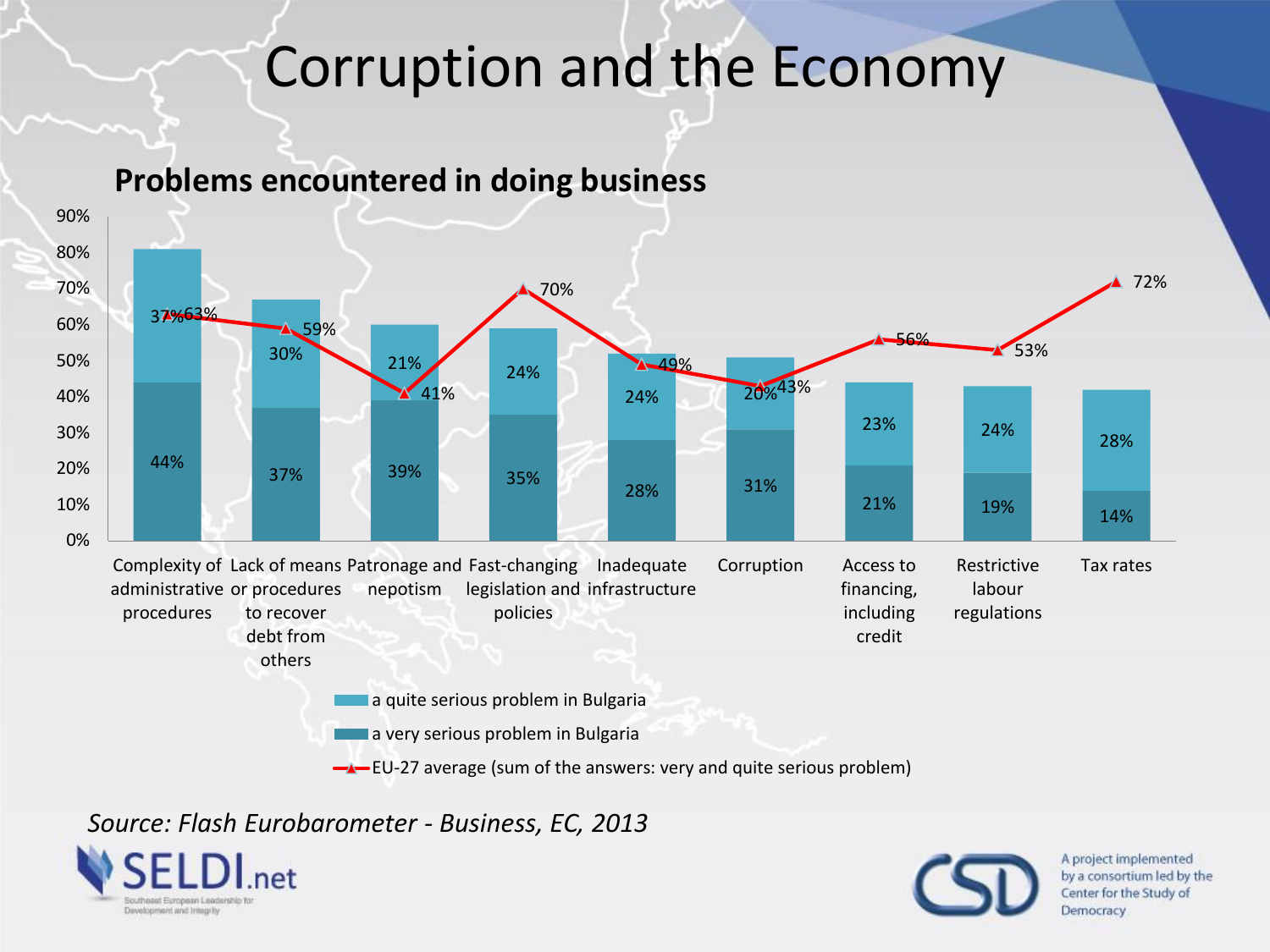# Corruption and the Economy

## Problems encountered in doing business

| Problem | a very serious problem in Bulgaria | a quite serious problem in Bulgaria | EU-27 average (sum of the answers: very and quite serious problem) |
|---|---|---|---|
| Complexity of administrative procedures | 44% | 37% | 63% |
| Lack of means or procedures to recover debt from others | 37% | 30% | 59% |
| Patronage and nepotism | 39% | 21% | 41% |
| Fast-changing legislation and policies | 35% | 24% | 70% |
| Inadequate infrastructure | 28% | 24% | 49% |
| Corruption | 31% | 20% | 43% |
| Access to financing, including credit | 21% | 23% | 56% |
| Restrictive labour regulations | 19% | 24% | 53% |
| Tax rates | 14% | 28% | 72% |

*Source: Flash Eurobarometer - Business, EC, 2013*

SELDI.net — Southeast European Leadership for Development and Integrity

CSD — A project implemented by a consortium led by the Center for the Study of Democracy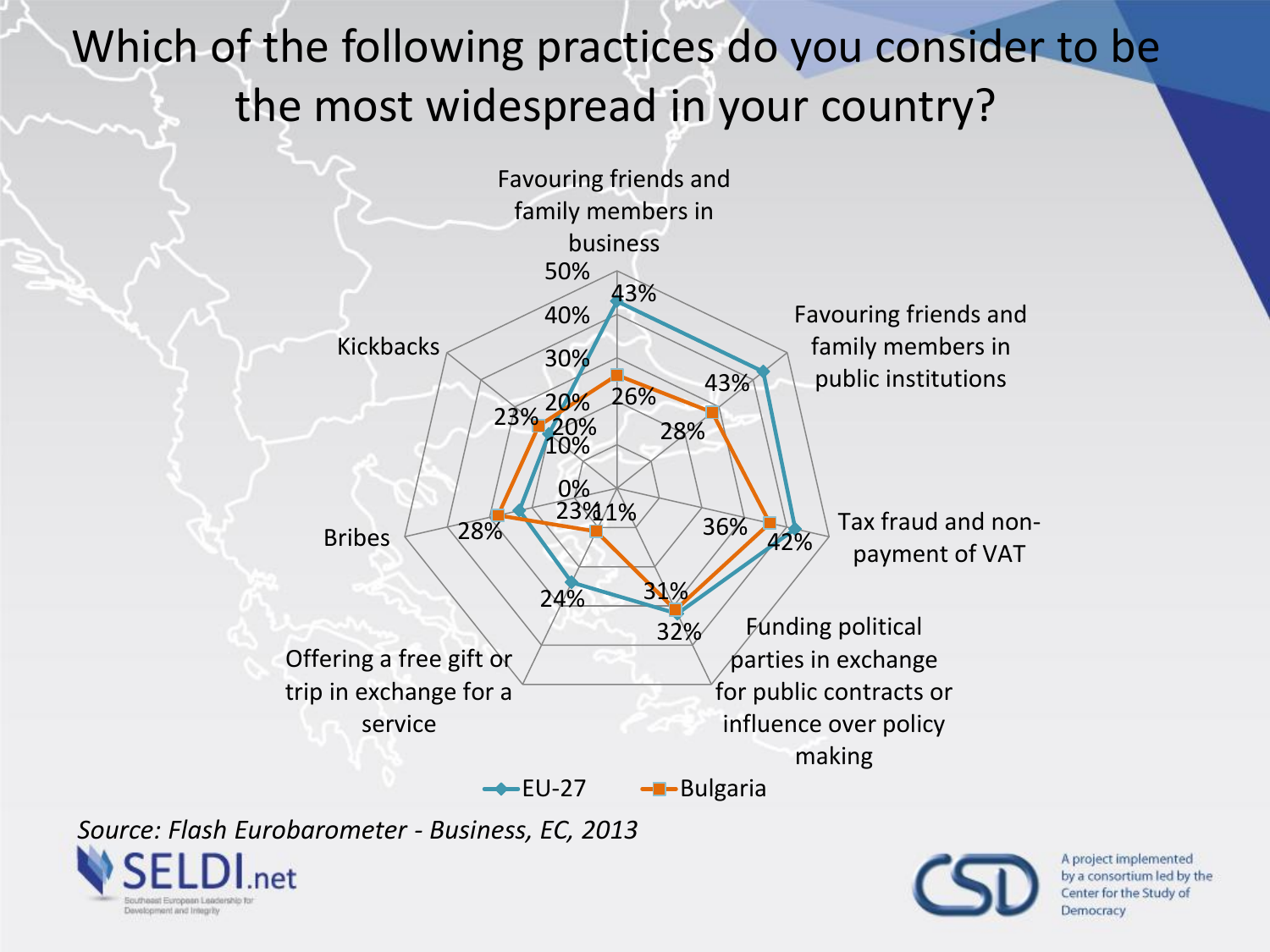# Which of the following practices do you consider to be the most widespread in your country?

| Practice | EU-27 | Bulgaria |
| --- | --- | --- |
| Favouring friends and family members in business | 43% | 26% |
| Favouring friends and family members in public institutions | 43% | 28% |
| Tax fraud and non-payment of VAT | 42% | 36% |
| Funding political parties in exchange for public contracts or influence over policy making | 32% | 31% |
| Offering a free gift or trip in exchange for a service | 24% | 11% |
| Bribes | 23% | 28% |
| Kickbacks | 20% | 23% |

*Source: Flash Eurobarometer - Business, EC, 2013*

SELDI.net – Southeast European Leadership for Development and Integrity

A project implemented by a consortium led by the Center for the Study of Democracy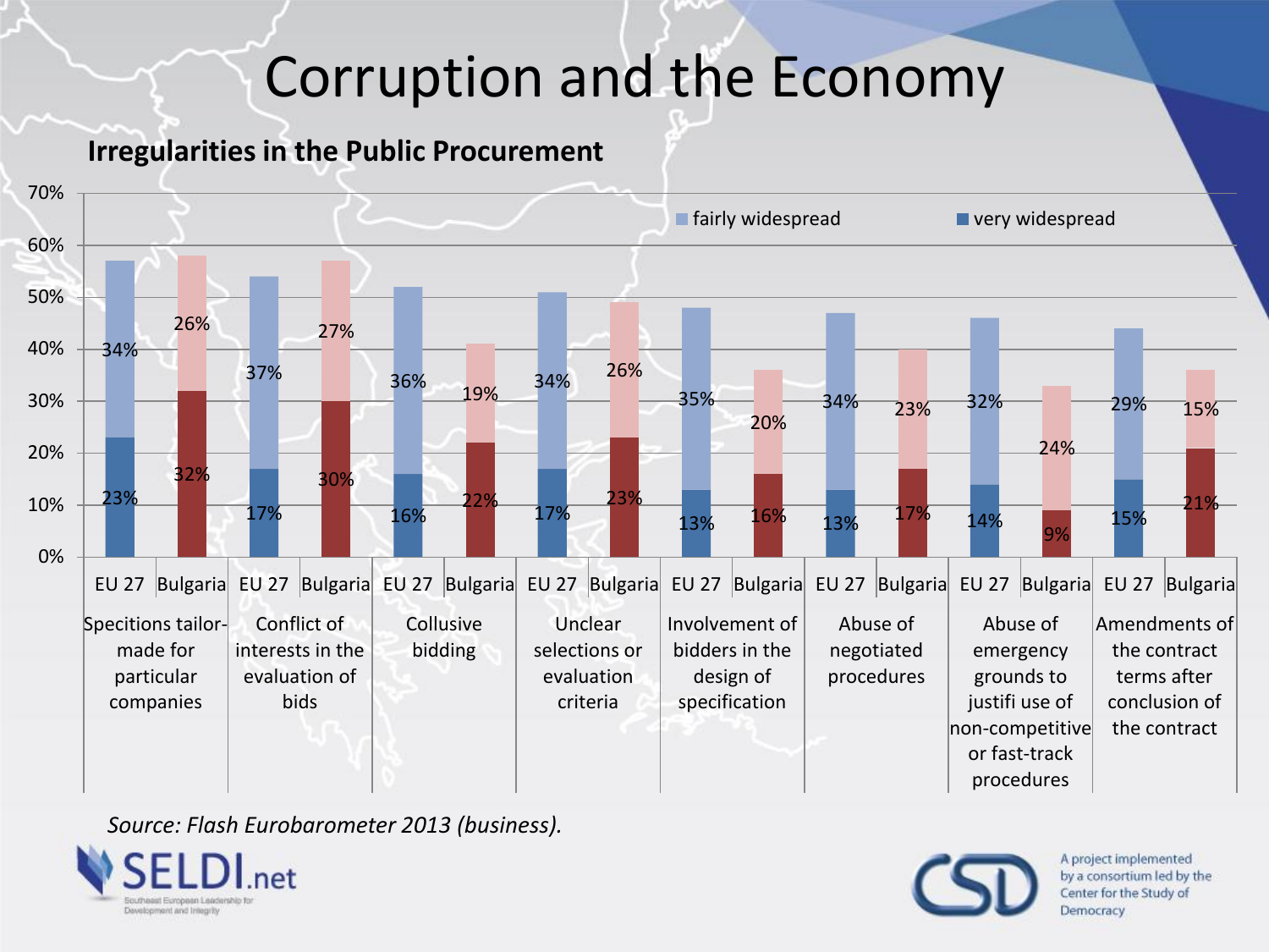# Corruption and the Economy

**Irregularities in the Public Procurement**

| Category | EU 27 – very widespread | EU 27 – fairly widespread | Bulgaria – very widespread | Bulgaria – fairly widespread |
|---|---|---|---|---|
| Specitions tailor-made for particular companies | 23% | 34% | 32% | 26% |
| Conflict of interests in the evaluation of bids | 17% | 37% | 30% | 27% |
| Collusive bidding | 16% | 36% | 22% | 19% |
| Unclear selections or evaluation criteria | 17% | 34% | 23% | 26% |
| Involvement of bidders in the design of specification | 13% | 35% | 16% | 20% |
| Abuse of negotiated procedures | 13% | 34% | 17% | 23% |
| Abuse of emergency grounds to justifi use of non-competitive or fast-track procedures | 14% | 32% | 9% | 24% |
| Amendments of the contract terms after conclusion of the contract | 15% | 29% | 21% | 15% |

*Source: Flash Eurobarometer 2013 (business).*

SELDI.net – Southeast European Leadership for Development and Integrity

A project implemented by a consortium led by the Center for the Study of Democracy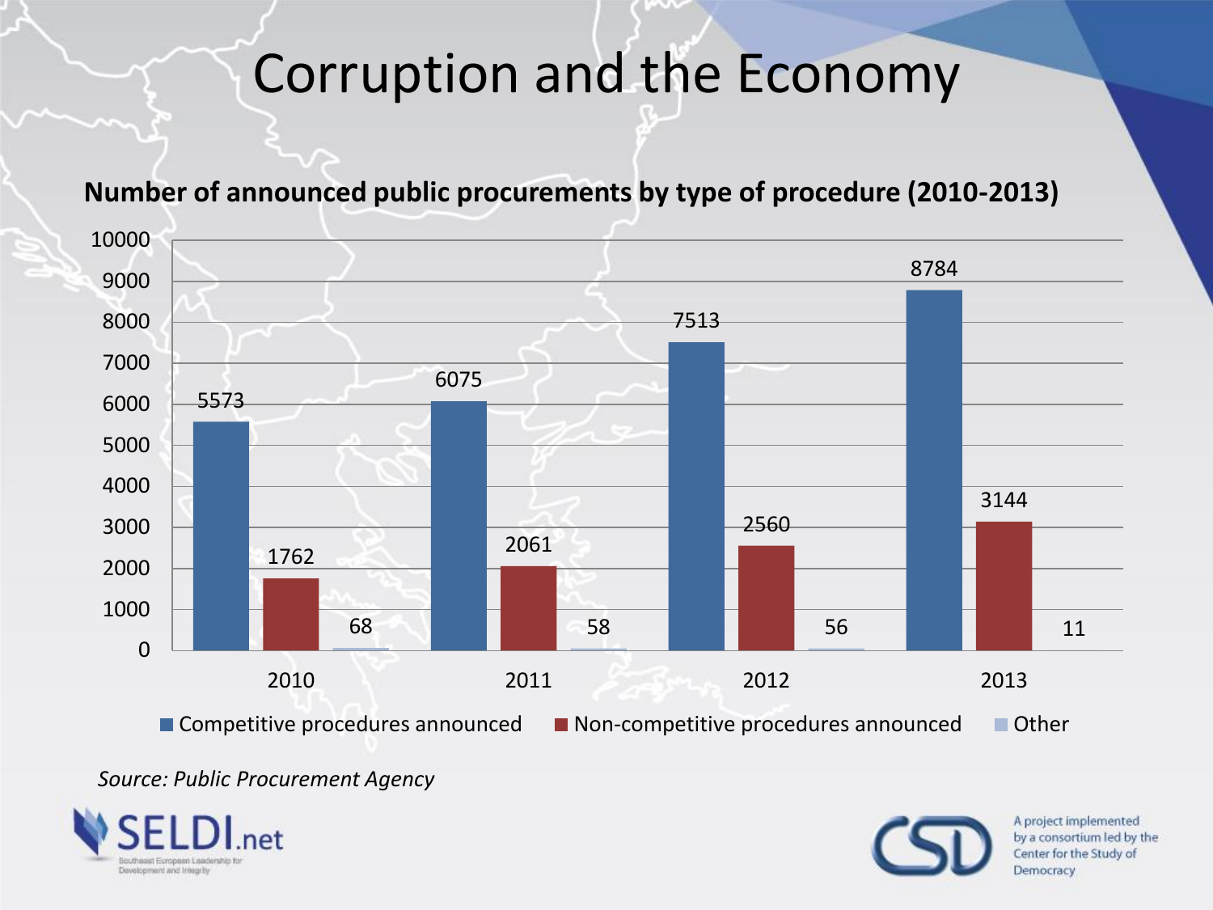# Corruption and the Economy

**Number of announced public procurements by type of procedure (2010-2013)**

| | Competitive procedures announced | Non-competitive procedures announced | Other |
|---|---|---|---|
| 2010 | 5573 | 1762 | 68 |
| 2011 | 6075 | 2061 | 58 |
| 2012 | 7513 | 2560 | 56 |
| 2013 | 8784 | 3144 | 11 |

*Source: Public Procurement Agency*

SELDI.net
Southeast European Leadership for Development and Integrity

CSD
A project implemented by a consortium led by the Center for the Study of Democracy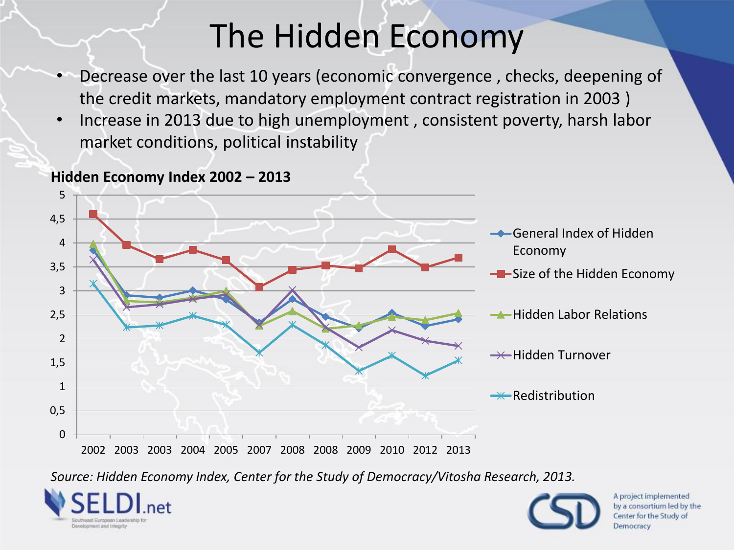# The Hidden Economy

- Decrease over the last 10 years (economic convergence , checks, deepening of the credit markets, mandatory employment contract registration in 2003 )
- Increase in 2013 due to high unemployment , consistent poverty, harsh labor market conditions, political instability

**Hidden Economy Index 2002 – 2013**

*Source: Hidden Economy Index, Center for the Study of Democracy/Vitosha Research, 2013.*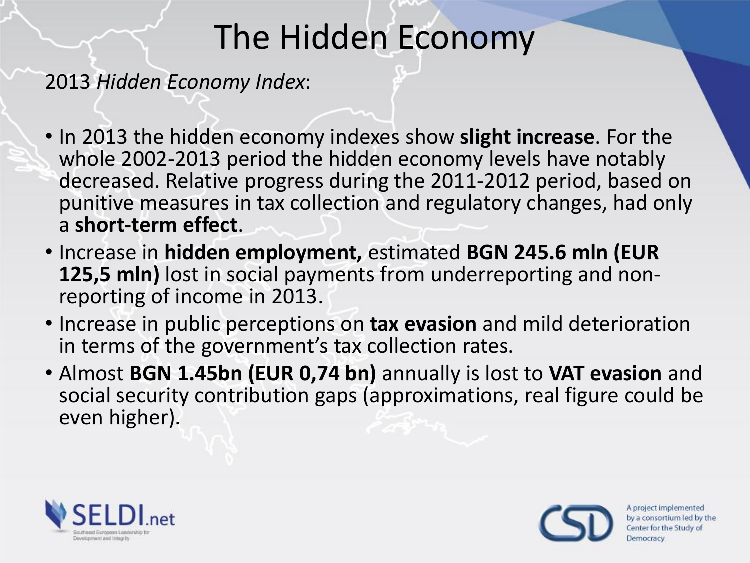# The Hidden Economy

2013 *Hidden Economy Index*:

- In 2013 the hidden economy indexes show **slight increase**. For the whole 2002-2013 period the hidden economy levels have notably decreased. Relative progress during the 2011-2012 period, based on punitive measures in tax collection and regulatory changes, had only a **short-term effect**.
- Increase in **hidden employment,** estimated **BGN 245.6 mln (EUR 125,5 mln)** lost in social payments from underreporting and non-reporting of income in 2013.
- Increase in public perceptions on **tax evasion** and mild deterioration in terms of the government's tax collection rates.
- Almost **BGN 1.45bn (EUR 0,74 bn)** annually is lost to **VAT evasion** and social security contribution gaps (approximations, real figure could be even higher).

SELDI.net
Southeast European Leadership for Development and Integrity

A project implemented by a consortium led by the Center for the Study of Democracy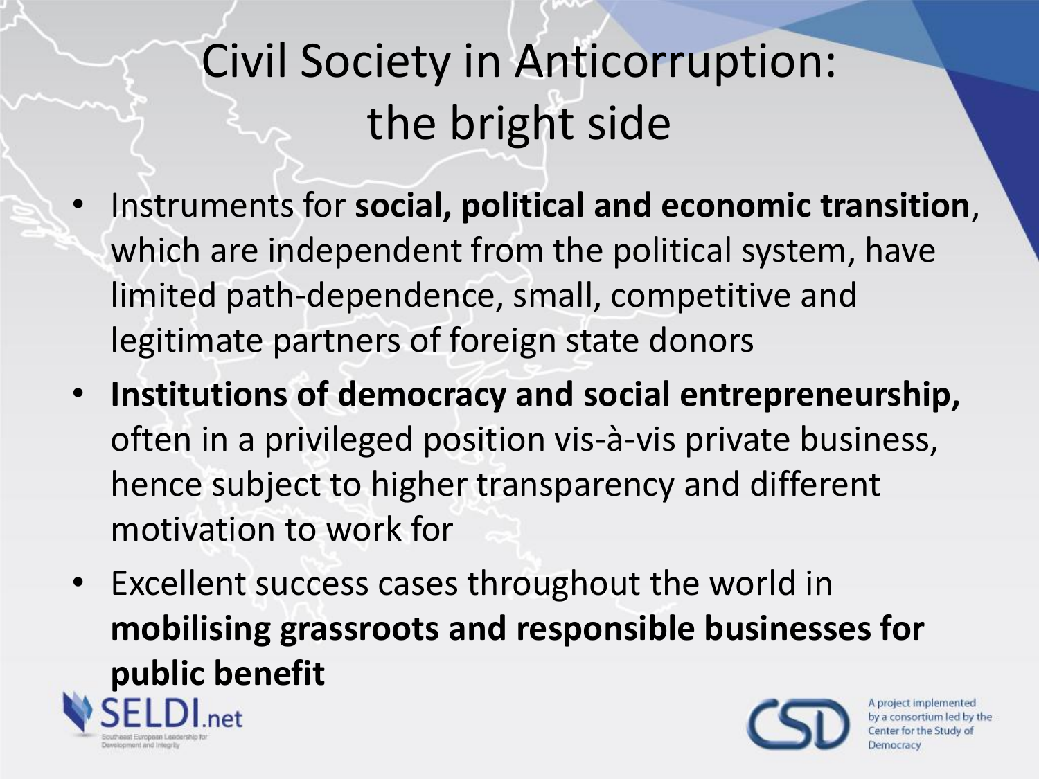# Civil Society in Anticorruption: the bright side

- Instruments for **social, political and economic transition**, which are independent from the political system, have limited path-dependence, small, competitive and legitimate partners of foreign state donors
- **Institutions of democracy and social entrepreneurship,** often in a privileged position vis-à-vis private business, hence subject to higher transparency and different motivation to work for
- Excellent success cases throughout the world in **mobilising grassroots and responsible businesses for public benefit**

SELDI.net
Southeast European Leadership for Development and Integrity

CSD
A project implemented by a consortium led by the Center for the Study of Democracy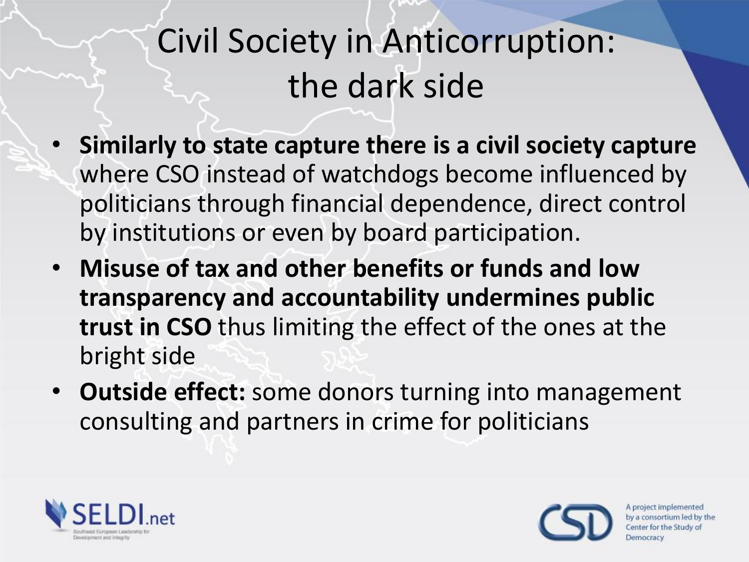# Civil Society in Anticorruption: the dark side

- **Similarly to state capture there is a civil society capture** where CSO instead of watchdogs become influenced by politicians through financial dependence, direct control by institutions or even by board participation.
- **Misuse of tax and other benefits or funds and low transparency and accountability undermines public trust in CSO** thus limiting the effect of the ones at the bright side
- **Outside effect:** some donors turning into management consulting and partners in crime for politicians

SELDI.net
Southeast European Leadership for Development and Integrity

CSD
A project implemented by a consortium led by the Center for the Study of Democracy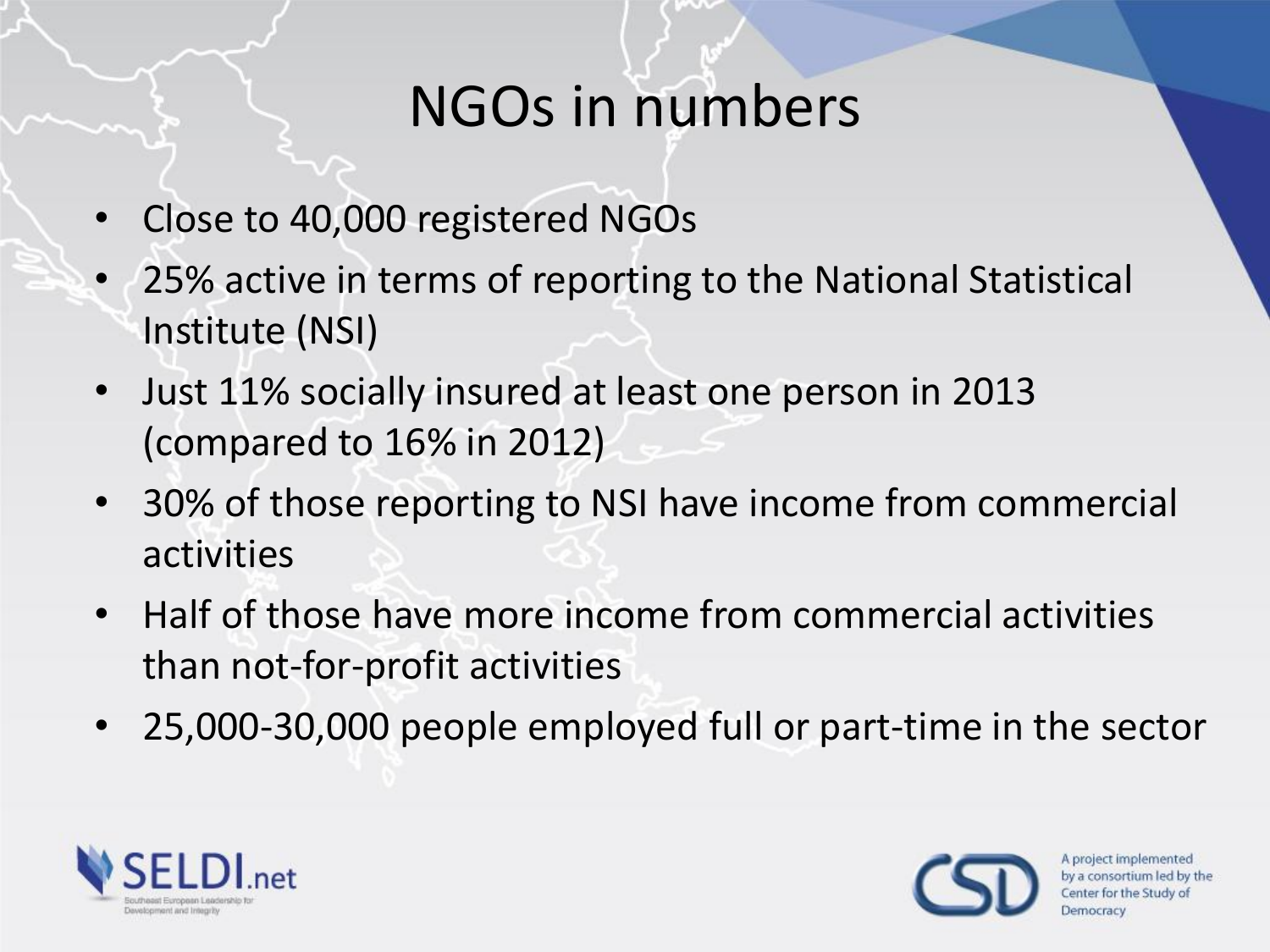# NGOs in numbers

- Close to 40,000 registered NGOs
- 25% active in terms of reporting to the National Statistical Institute (NSI)
- Just 11% socially insured at least one person in 2013 (compared to 16% in 2012)
- 30% of those reporting to NSI have income from commercial activities
- Half of those have more income from commercial activities than not-for-profit activities
- 25,000-30,000 people employed full or part-time in the sector

SELDI.net Southeast European Leadership for Development and Integrity

CSD A project implemented by a consortium led by the Center for the Study of Democracy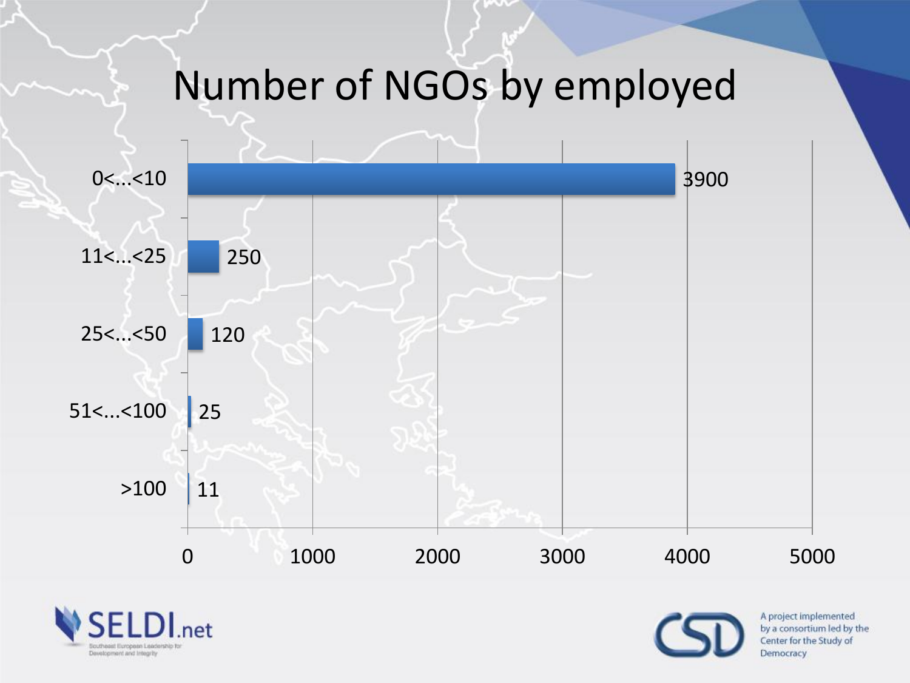# Number of NGOs by employed

| Employed | Number of NGOs |
|---|---|
| 0<...<10 | 3900 |
| 11<...<25 | 250 |
| 25<...<50 | 120 |
| 51<...<100 | 25 |
| >100 | 11 |

SELDI.net
Southeast European Leadership for Development and Integrity

CSD
A project implemented by a consortium led by the Center for the Study of Democracy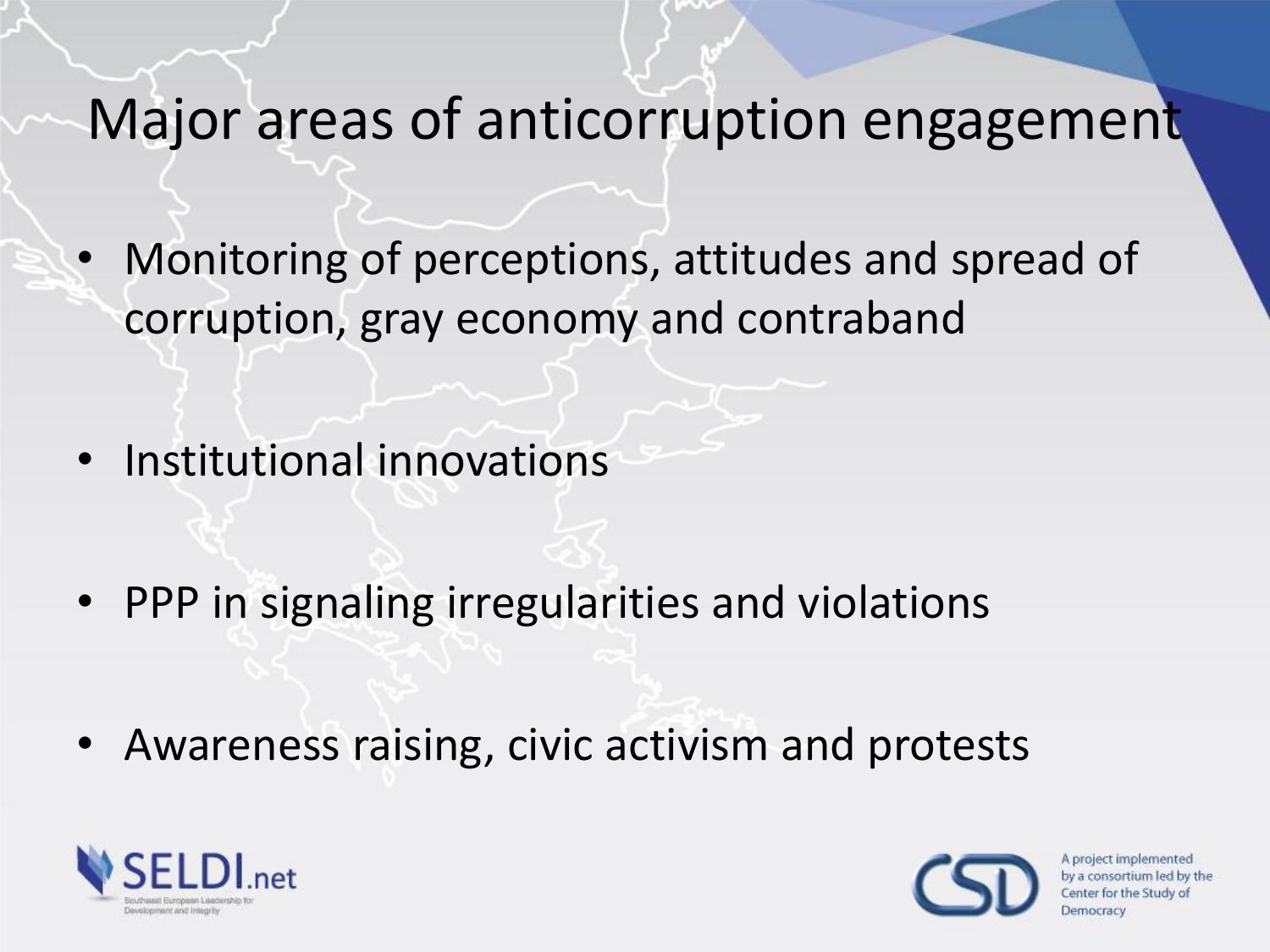# Major areas of anticorruption engagement

- Monitoring of perceptions, attitudes and spread of corruption, gray economy and contraband
- Institutional innovations
- PPP in signaling irregularities and violations
- Awareness raising, civic activism and protests

SELDI.net
Southeast European Leadership for Development and Integrity

CSD
A project implemented by a consortium led by the Center for the Study of Democracy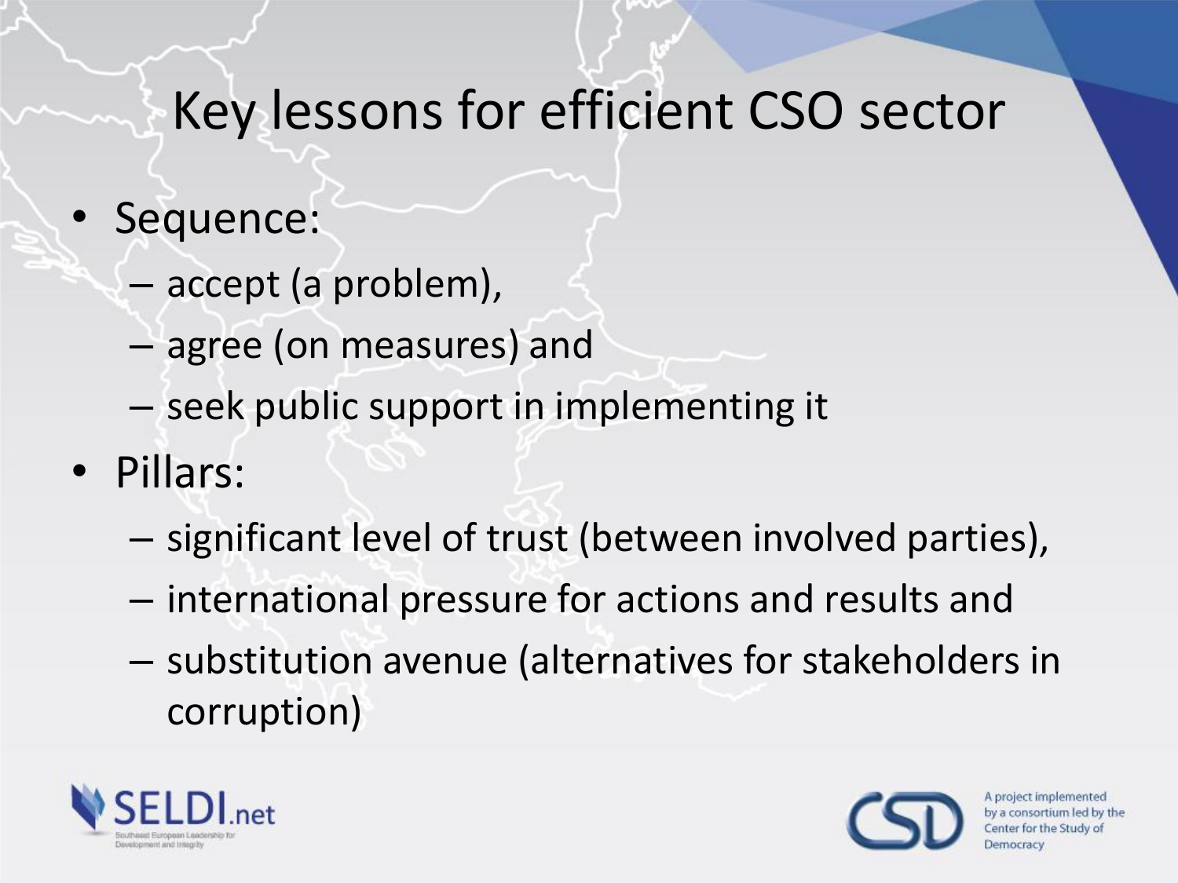# Key lessons for efficient CSO sector

- Sequence:
  - accept (a problem),
  - agree (on measures) and
  - seek public support in implementing it
- Pillars:
  - significant level of trust (between involved parties),
  - international pressure for actions and results and
  - substitution avenue (alternatives for stakeholders in corruption)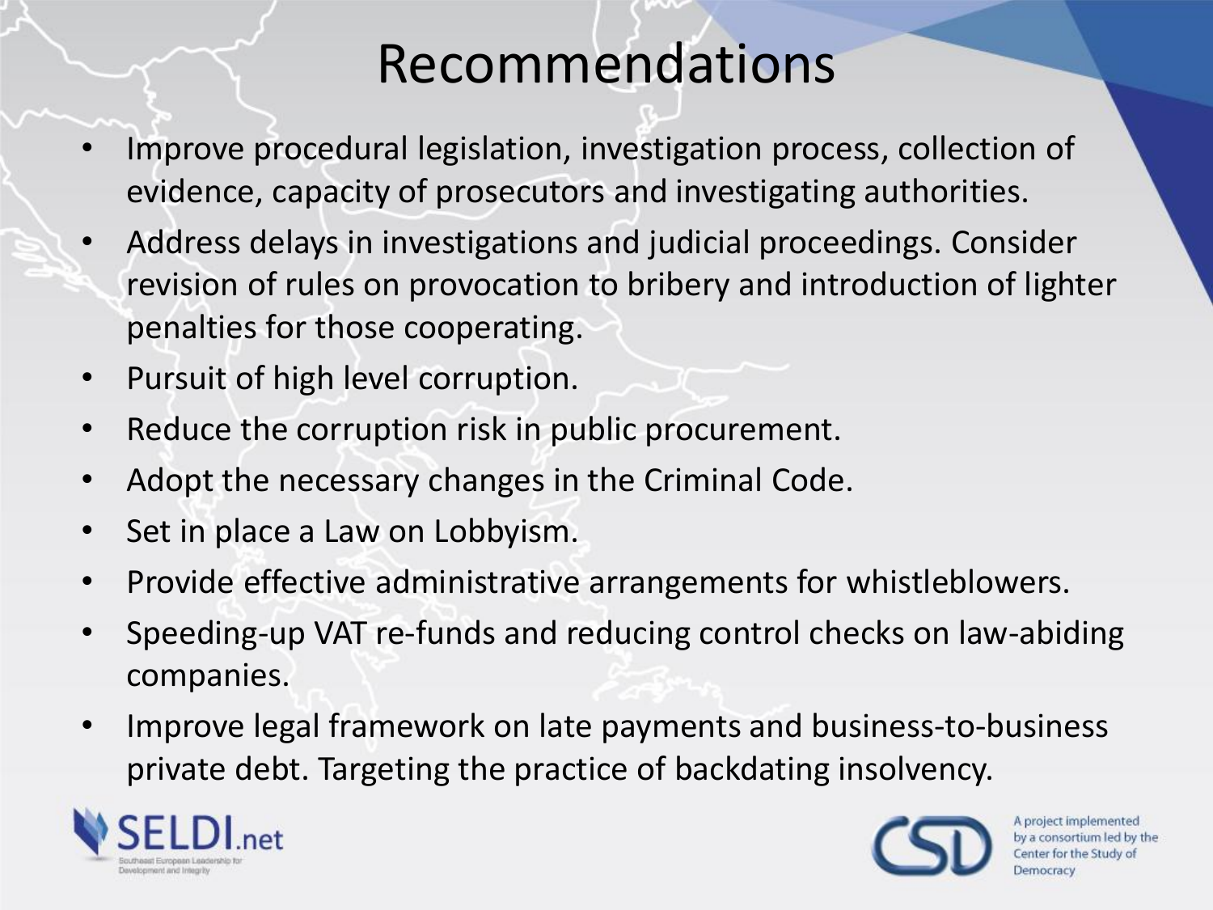# Recommendations

- Improve procedural legislation, investigation process, collection of evidence, capacity of prosecutors and investigating authorities.
- Address delays in investigations and judicial proceedings. Consider revision of rules on provocation to bribery and introduction of lighter penalties for those cooperating.
- Pursuit of high level corruption.
- Reduce the corruption risk in public procurement.
- Adopt the necessary changes in the Criminal Code.
- Set in place a Law on Lobbyism.
- Provide effective administrative arrangements for whistleblowers.
- Speeding-up VAT re-funds and reducing control checks on law-abiding companies.
- Improve legal framework on late payments and business-to-business private debt. Targeting the practice of backdating insolvency.

SELDI.net
Southeast European Leadership for Development and Integrity

CSD
A project implemented by a consortium led by the Center for the Study of Democracy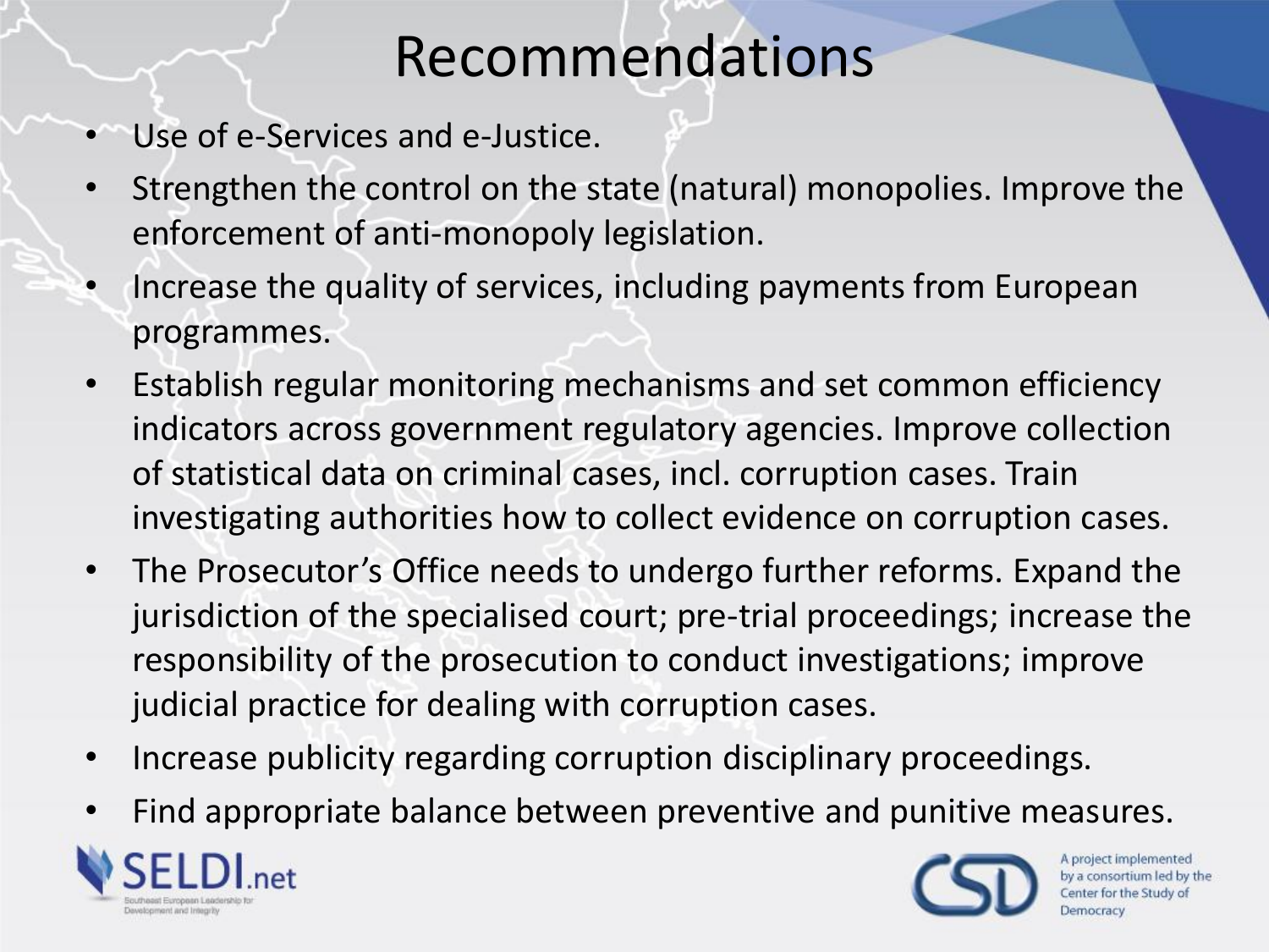# Recommendations

- Use of e-Services and e-Justice.
- Strengthen the control on the state (natural) monopolies. Improve the enforcement of anti-monopoly legislation.
- Increase the quality of services, including payments from European programmes.
- Establish regular monitoring mechanisms and set common efficiency indicators across government regulatory agencies. Improve collection of statistical data on criminal cases, incl. corruption cases. Train investigating authorities how to collect evidence on corruption cases.
- The Prosecutor's Office needs to undergo further reforms. Expand the jurisdiction of the specialised court; pre-trial proceedings; increase the responsibility of the prosecution to conduct investigations; improve judicial practice for dealing with corruption cases.
- Increase publicity regarding corruption disciplinary proceedings.
- Find appropriate balance between preventive and punitive measures.

SELDI.net – Southeast European Leadership for Development and Integrity

CSD – A project implemented by a consortium led by the Center for the Study of Democracy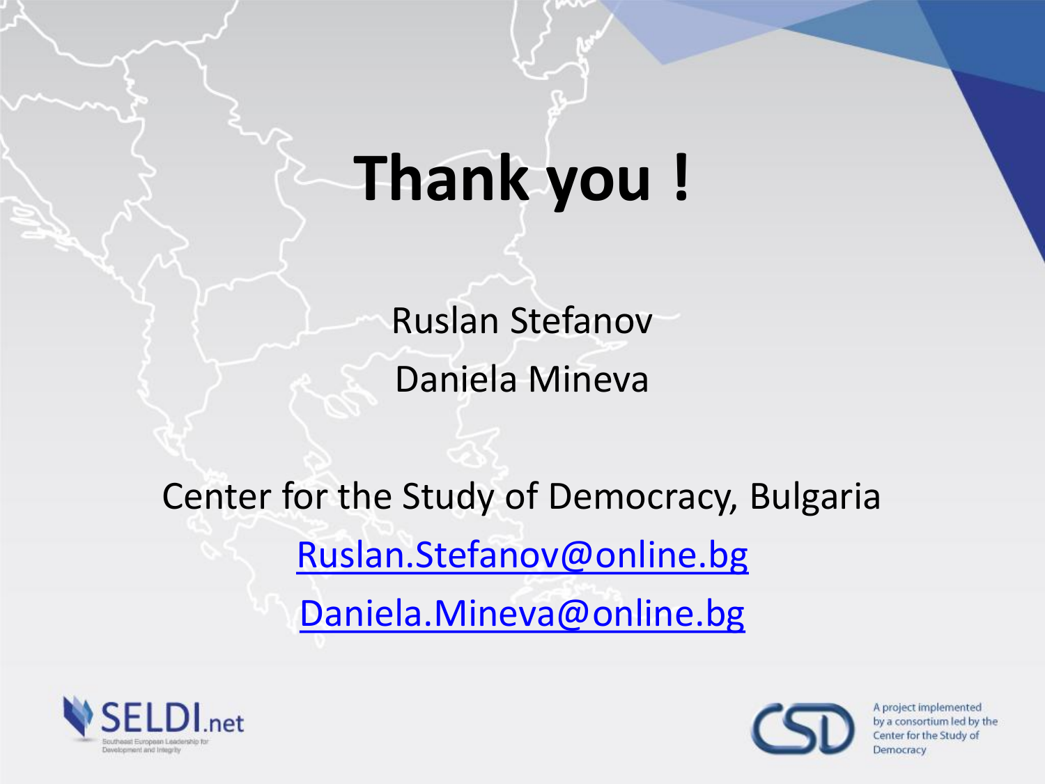# Thank you !

Ruslan Stefanov

Daniela Mineva

Center for the Study of Democracy, Bulgaria

Ruslan.Stefanov@online.bg

Daniela.Mineva@online.bg

SELDI.net

Southeast European Leadership for Development and Integrity

CSD

A project implemented by a consortium led by the Center for the Study of Democracy